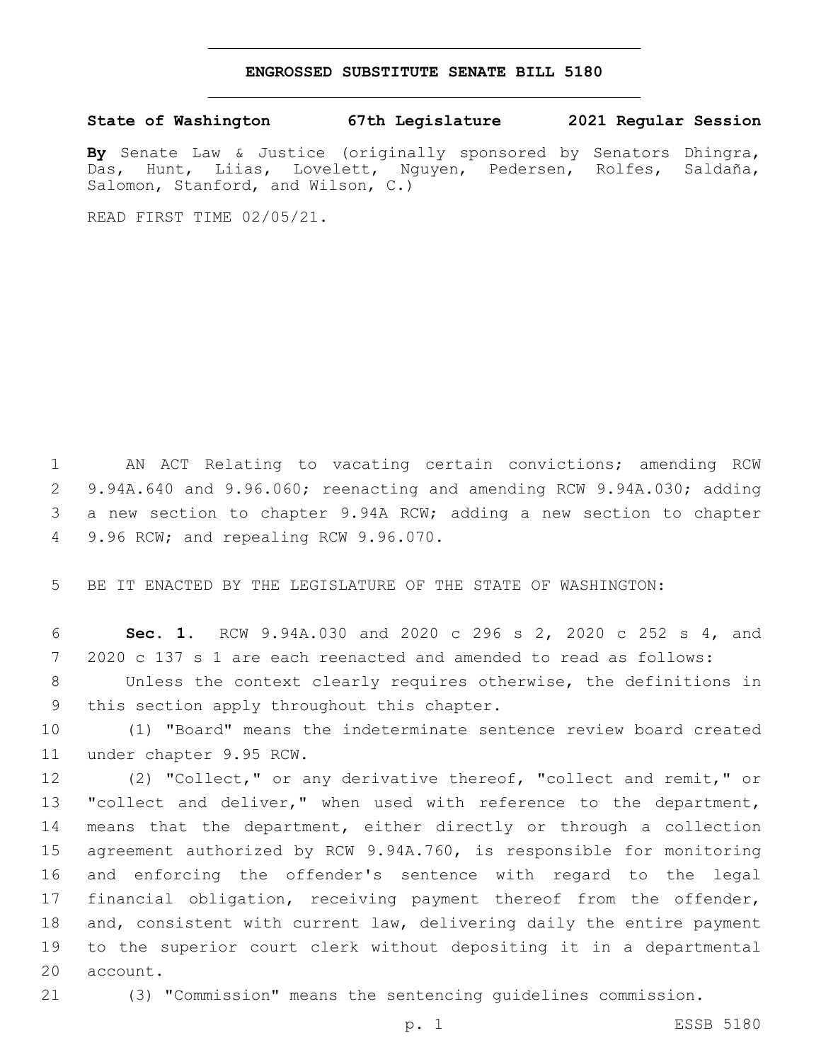# ENGROSSED SUBSTITUTE SENATE BILL 5180

**State of Washington 67th Legislature 2021 Regular Session**

**By** Senate Law & Justice (originally sponsored by Senators Dhingra, Das, Hunt, Liias, Lovelett, Nguyen, Pedersen, Rolfes, Saldaña, Salomon, Stanford, and Wilson, C.)

READ FIRST TIME 02/05/21.

AN ACT Relating to vacating certain convictions; amending RCW 9.94A.640 and 9.96.060; reenacting and amending RCW 9.94A.030; adding a new section to chapter 9.94A RCW; adding a new section to chapter 9.96 RCW; and repealing RCW 9.96.070.

BE IT ENACTED BY THE LEGISLATURE OF THE STATE OF WASHINGTON:

**Sec. 1.** RCW 9.94A.030 and 2020 c 296 s 2, 2020 c 252 s 4, and 2020 c 137 s 1 are each reenacted and amended to read as follows:

Unless the context clearly requires otherwise, the definitions in this section apply throughout this chapter.

(1) "Board" means the indeterminate sentence review board created under chapter 9.95 RCW.

(2) "Collect," or any derivative thereof, "collect and remit," or "collect and deliver," when used with reference to the department, means that the department, either directly or through a collection agreement authorized by RCW 9.94A.760, is responsible for monitoring and enforcing the offender's sentence with regard to the legal financial obligation, receiving payment thereof from the offender, and, consistent with current law, delivering daily the entire payment to the superior court clerk without depositing it in a departmental account.

(3) "Commission" means the sentencing guidelines commission.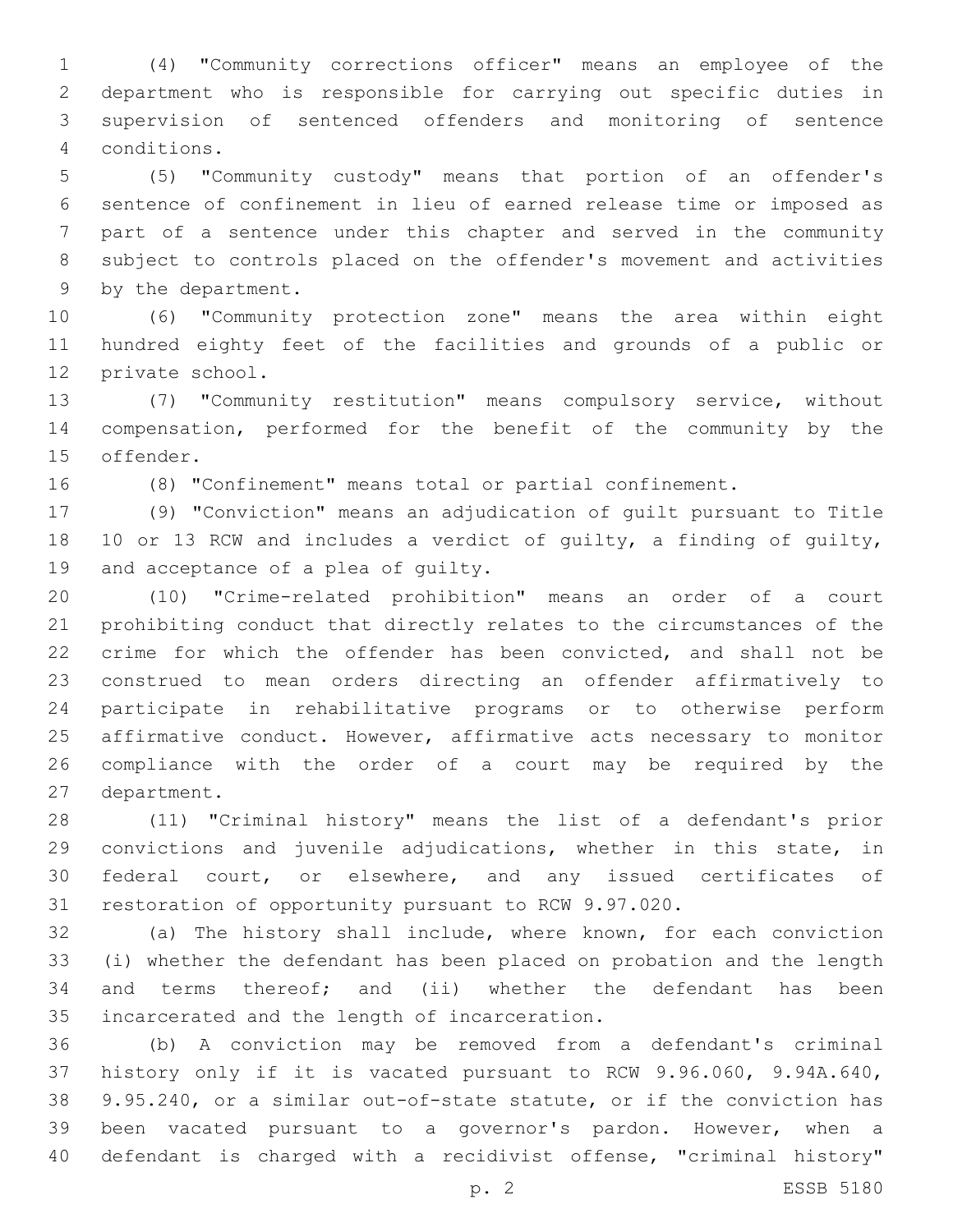(4) "Community corrections officer" means an employee of the department who is responsible for carrying out specific duties in supervision of sentenced offenders and monitoring of sentence conditions.

(5) "Community custody" means that portion of an offender's sentence of confinement in lieu of earned release time or imposed as part of a sentence under this chapter and served in the community subject to controls placed on the offender's movement and activities by the department.

(6) "Community protection zone" means the area within eight hundred eighty feet of the facilities and grounds of a public or private school.

(7) "Community restitution" means compulsory service, without compensation, performed for the benefit of the community by the offender.

(8) "Confinement" means total or partial confinement.

(9) "Conviction" means an adjudication of guilt pursuant to Title 10 or 13 RCW and includes a verdict of guilty, a finding of guilty, and acceptance of a plea of guilty.

(10) "Crime-related prohibition" means an order of a court prohibiting conduct that directly relates to the circumstances of the crime for which the offender has been convicted, and shall not be construed to mean orders directing an offender affirmatively to participate in rehabilitative programs or to otherwise perform affirmative conduct. However, affirmative acts necessary to monitor compliance with the order of a court may be required by the department.

(11) "Criminal history" means the list of a defendant's prior convictions and juvenile adjudications, whether in this state, in federal court, or elsewhere, and any issued certificates of restoration of opportunity pursuant to RCW 9.97.020.

(a) The history shall include, where known, for each conviction (i) whether the defendant has been placed on probation and the length and terms thereof; and (ii) whether the defendant has been incarcerated and the length of incarceration.

(b) A conviction may be removed from a defendant's criminal history only if it is vacated pursuant to RCW 9.96.060, 9.94A.640, 9.95.240, or a similar out-of-state statute, or if the conviction has been vacated pursuant to a governor's pardon. However, when a defendant is charged with a recidivist offense, "criminal history"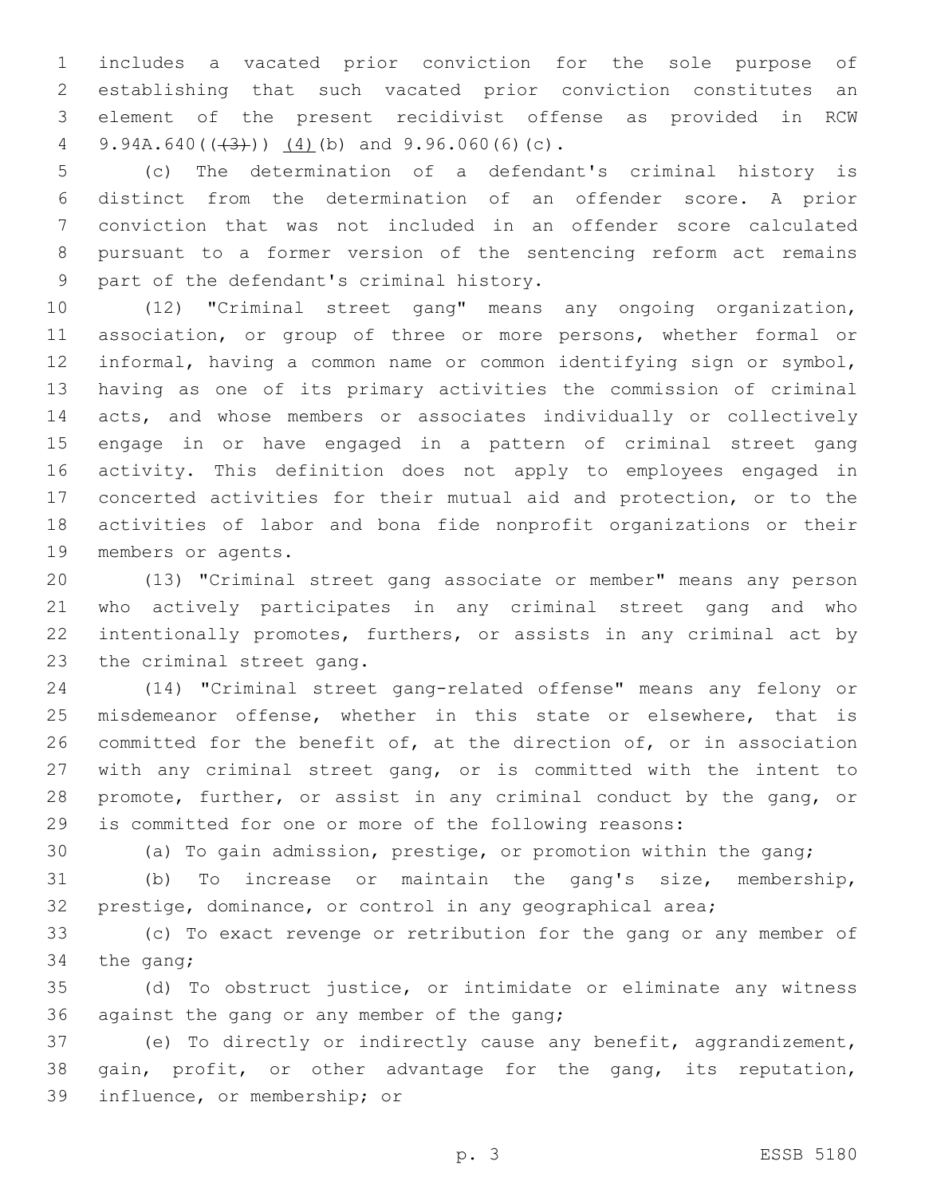includes a vacated prior conviction for the sole purpose of establishing that such vacated prior conviction constitutes an element of the present recidivist offense as provided in RCW 9.94A.640((~~(3)~~)) <u>(4)</u>(b) and 9.96.060(6)(c).

(c) The determination of a defendant's criminal history is distinct from the determination of an offender score. A prior conviction that was not included in an offender score calculated pursuant to a former version of the sentencing reform act remains part of the defendant's criminal history.

(12) "Criminal street gang" means any ongoing organization, association, or group of three or more persons, whether formal or informal, having a common name or common identifying sign or symbol, having as one of its primary activities the commission of criminal acts, and whose members or associates individually or collectively engage in or have engaged in a pattern of criminal street gang activity. This definition does not apply to employees engaged in concerted activities for their mutual aid and protection, or to the activities of labor and bona fide nonprofit organizations or their members or agents.

(13) "Criminal street gang associate or member" means any person who actively participates in any criminal street gang and who intentionally promotes, furthers, or assists in any criminal act by the criminal street gang.

(14) "Criminal street gang-related offense" means any felony or misdemeanor offense, whether in this state or elsewhere, that is committed for the benefit of, at the direction of, or in association with any criminal street gang, or is committed with the intent to promote, further, or assist in any criminal conduct by the gang, or is committed for one or more of the following reasons:

(a) To gain admission, prestige, or promotion within the gang;

(b) To increase or maintain the gang's size, membership, prestige, dominance, or control in any geographical area;

(c) To exact revenge or retribution for the gang or any member of the gang;

(d) To obstruct justice, or intimidate or eliminate any witness against the gang or any member of the gang;

(e) To directly or indirectly cause any benefit, aggrandizement, gain, profit, or other advantage for the gang, its reputation, influence, or membership; or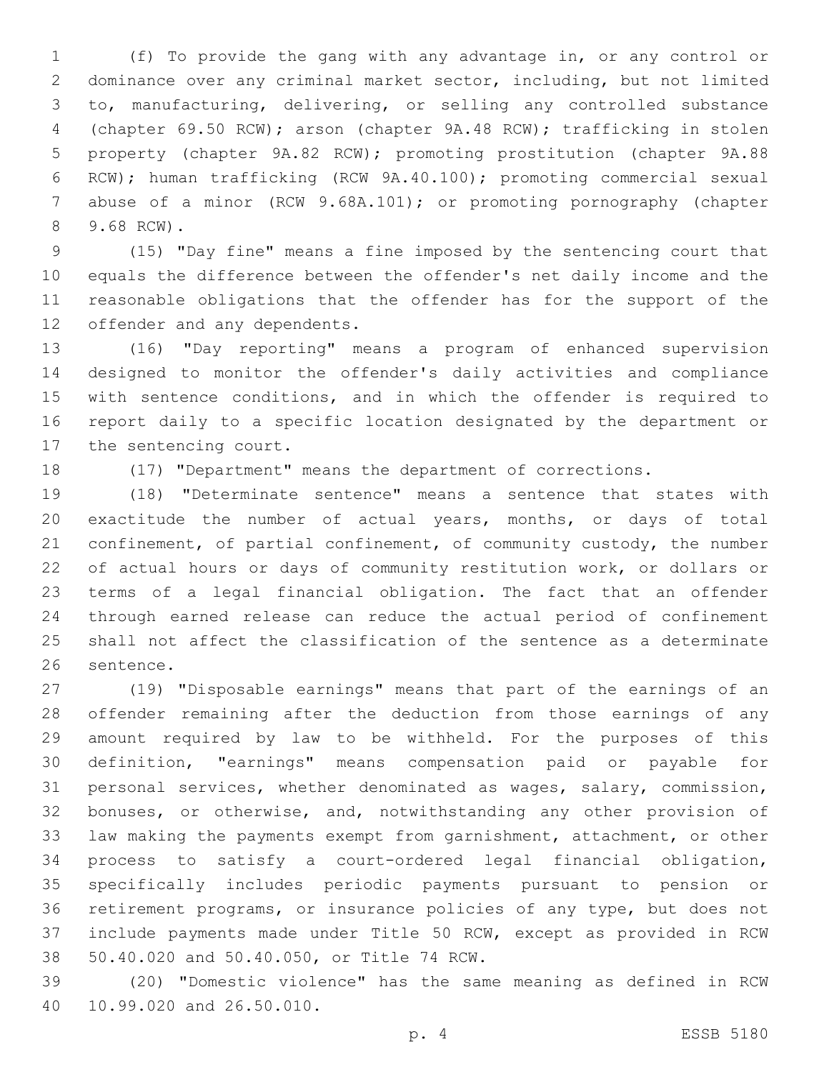(f) To provide the gang with any advantage in, or any control or dominance over any criminal market sector, including, but not limited to, manufacturing, delivering, or selling any controlled substance (chapter 69.50 RCW); arson (chapter 9A.48 RCW); trafficking in stolen property (chapter 9A.82 RCW); promoting prostitution (chapter 9A.88 RCW); human trafficking (RCW 9A.40.100); promoting commercial sexual abuse of a minor (RCW 9.68A.101); or promoting pornography (chapter 9.68 RCW).

(15) "Day fine" means a fine imposed by the sentencing court that equals the difference between the offender's net daily income and the reasonable obligations that the offender has for the support of the offender and any dependents.

(16) "Day reporting" means a program of enhanced supervision designed to monitor the offender's daily activities and compliance with sentence conditions, and in which the offender is required to report daily to a specific location designated by the department or the sentencing court.

(17) "Department" means the department of corrections.

(18) "Determinate sentence" means a sentence that states with exactitude the number of actual years, months, or days of total confinement, of partial confinement, of community custody, the number of actual hours or days of community restitution work, or dollars or terms of a legal financial obligation. The fact that an offender through earned release can reduce the actual period of confinement shall not affect the classification of the sentence as a determinate sentence.

(19) "Disposable earnings" means that part of the earnings of an offender remaining after the deduction from those earnings of any amount required by law to be withheld. For the purposes of this definition, "earnings" means compensation paid or payable for personal services, whether denominated as wages, salary, commission, bonuses, or otherwise, and, notwithstanding any other provision of law making the payments exempt from garnishment, attachment, or other process to satisfy a court-ordered legal financial obligation, specifically includes periodic payments pursuant to pension or retirement programs, or insurance policies of any type, but does not include payments made under Title 50 RCW, except as provided in RCW 50.40.020 and 50.40.050, or Title 74 RCW.

(20) "Domestic violence" has the same meaning as defined in RCW 10.99.020 and 26.50.010.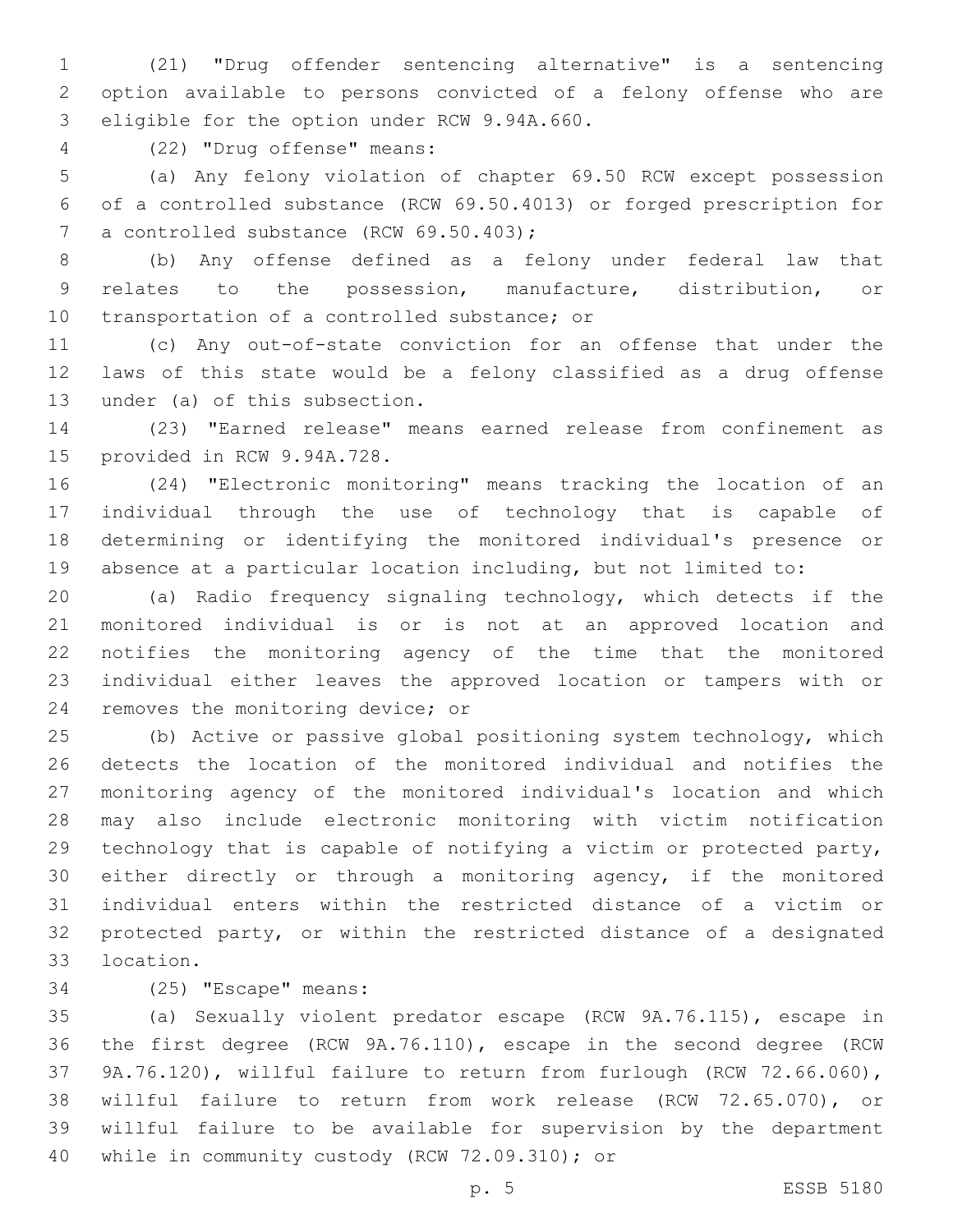(21) "Drug offender sentencing alternative" is a sentencing option available to persons convicted of a felony offense who are eligible for the option under RCW 9.94A.660.

(22) "Drug offense" means:

(a) Any felony violation of chapter 69.50 RCW except possession of a controlled substance (RCW 69.50.4013) or forged prescription for a controlled substance (RCW 69.50.403);

(b) Any offense defined as a felony under federal law that relates to the possession, manufacture, distribution, or transportation of a controlled substance; or

(c) Any out-of-state conviction for an offense that under the laws of this state would be a felony classified as a drug offense under (a) of this subsection.

(23) "Earned release" means earned release from confinement as provided in RCW 9.94A.728.

(24) "Electronic monitoring" means tracking the location of an individual through the use of technology that is capable of determining or identifying the monitored individual's presence or absence at a particular location including, but not limited to:

(a) Radio frequency signaling technology, which detects if the monitored individual is or is not at an approved location and notifies the monitoring agency of the time that the monitored individual either leaves the approved location or tampers with or removes the monitoring device; or

(b) Active or passive global positioning system technology, which detects the location of the monitored individual and notifies the monitoring agency of the monitored individual's location and which may also include electronic monitoring with victim notification technology that is capable of notifying a victim or protected party, either directly or through a monitoring agency, if the monitored individual enters within the restricted distance of a victim or protected party, or within the restricted distance of a designated location.

(25) "Escape" means:

(a) Sexually violent predator escape (RCW 9A.76.115), escape in the first degree (RCW 9A.76.110), escape in the second degree (RCW 9A.76.120), willful failure to return from furlough (RCW 72.66.060), willful failure to return from work release (RCW 72.65.070), or willful failure to be available for supervision by the department while in community custody (RCW 72.09.310); or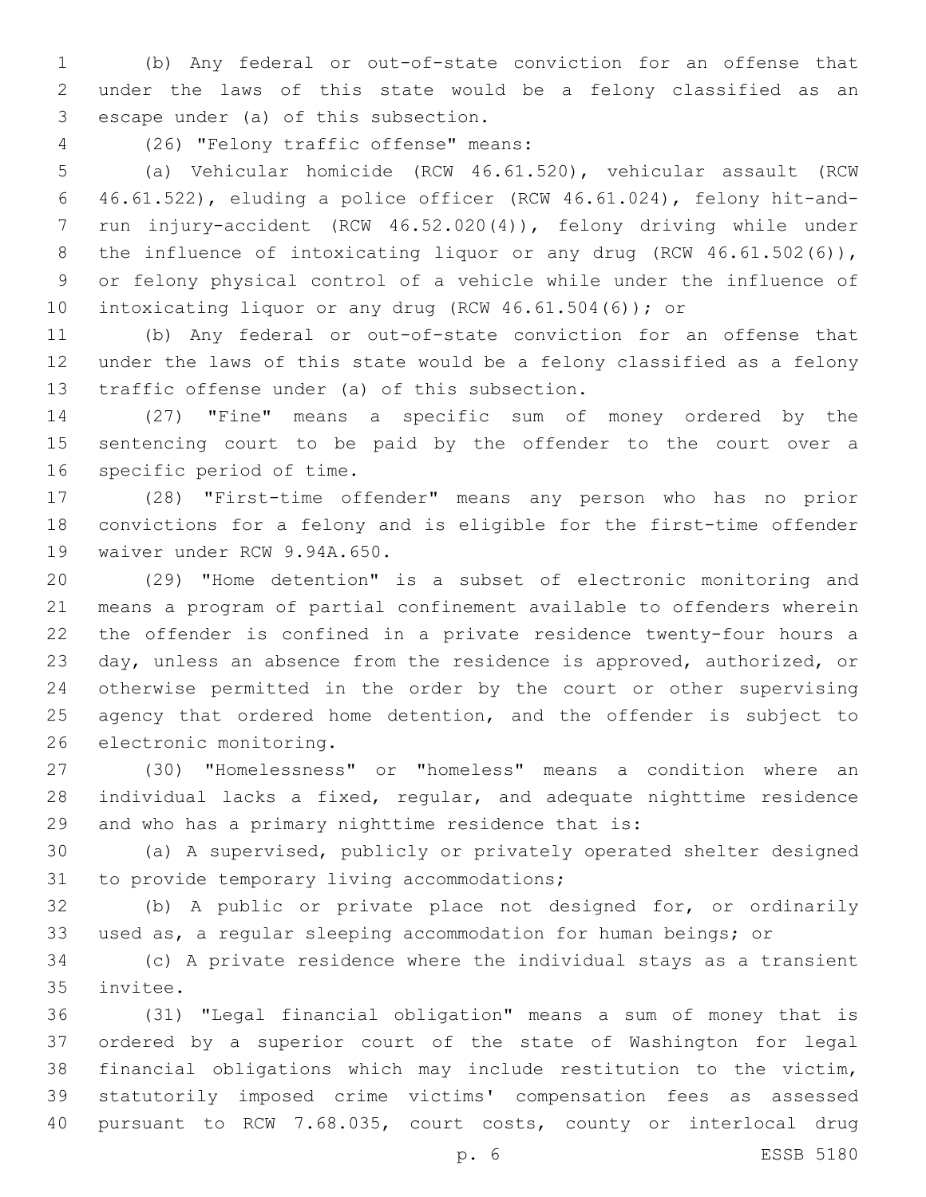(b) Any federal or out-of-state conviction for an offense that under the laws of this state would be a felony classified as an escape under (a) of this subsection.

(26) "Felony traffic offense" means:

(a) Vehicular homicide (RCW 46.61.520), vehicular assault (RCW 46.61.522), eluding a police officer (RCW 46.61.024), felony hit-and-run injury-accident (RCW 46.52.020(4)), felony driving while under the influence of intoxicating liquor or any drug (RCW 46.61.502(6)), or felony physical control of a vehicle while under the influence of intoxicating liquor or any drug (RCW 46.61.504(6)); or

(b) Any federal or out-of-state conviction for an offense that under the laws of this state would be a felony classified as a felony traffic offense under (a) of this subsection.

(27) "Fine" means a specific sum of money ordered by the sentencing court to be paid by the offender to the court over a specific period of time.

(28) "First-time offender" means any person who has no prior convictions for a felony and is eligible for the first-time offender waiver under RCW 9.94A.650.

(29) "Home detention" is a subset of electronic monitoring and means a program of partial confinement available to offenders wherein the offender is confined in a private residence twenty-four hours a day, unless an absence from the residence is approved, authorized, or otherwise permitted in the order by the court or other supervising agency that ordered home detention, and the offender is subject to electronic monitoring.

(30) "Homelessness" or "homeless" means a condition where an individual lacks a fixed, regular, and adequate nighttime residence and who has a primary nighttime residence that is:

(a) A supervised, publicly or privately operated shelter designed to provide temporary living accommodations;

(b) A public or private place not designed for, or ordinarily used as, a regular sleeping accommodation for human beings; or

(c) A private residence where the individual stays as a transient invitee.

(31) "Legal financial obligation" means a sum of money that is ordered by a superior court of the state of Washington for legal financial obligations which may include restitution to the victim, statutorily imposed crime victims' compensation fees as assessed pursuant to RCW 7.68.035, court costs, county or interlocal drug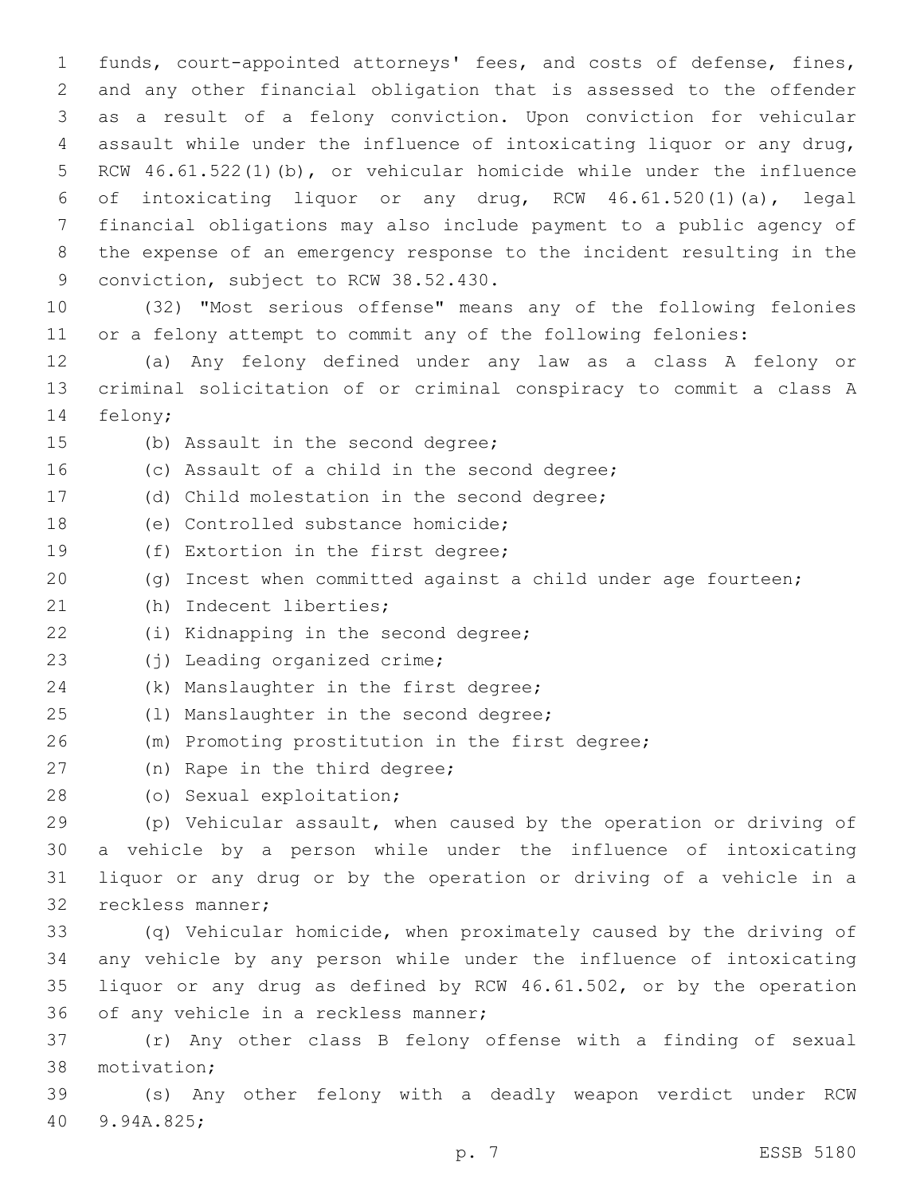funds, court-appointed attorneys' fees, and costs of defense, fines, and any other financial obligation that is assessed to the offender as a result of a felony conviction. Upon conviction for vehicular assault while under the influence of intoxicating liquor or any drug, RCW 46.61.522(1)(b), or vehicular homicide while under the influence of intoxicating liquor or any drug, RCW 46.61.520(1)(a), legal financial obligations may also include payment to a public agency of the expense of an emergency response to the incident resulting in the conviction, subject to RCW 38.52.430.

(32) "Most serious offense" means any of the following felonies or a felony attempt to commit any of the following felonies:

(a) Any felony defined under any law as a class A felony or criminal solicitation of or criminal conspiracy to commit a class A felony;

(b) Assault in the second degree;

(c) Assault of a child in the second degree;

(d) Child molestation in the second degree;

(e) Controlled substance homicide;

(f) Extortion in the first degree;

(g) Incest when committed against a child under age fourteen;

(h) Indecent liberties;

(i) Kidnapping in the second degree;

(j) Leading organized crime;

(k) Manslaughter in the first degree;

(l) Manslaughter in the second degree;

(m) Promoting prostitution in the first degree;

(n) Rape in the third degree;

(o) Sexual exploitation;

(p) Vehicular assault, when caused by the operation or driving of a vehicle by a person while under the influence of intoxicating liquor or any drug or by the operation or driving of a vehicle in a reckless manner;

(q) Vehicular homicide, when proximately caused by the driving of any vehicle by any person while under the influence of intoxicating liquor or any drug as defined by RCW 46.61.502, or by the operation of any vehicle in a reckless manner;

(r) Any other class B felony offense with a finding of sexual motivation;

(s) Any other felony with a deadly weapon verdict under RCW 9.94A.825;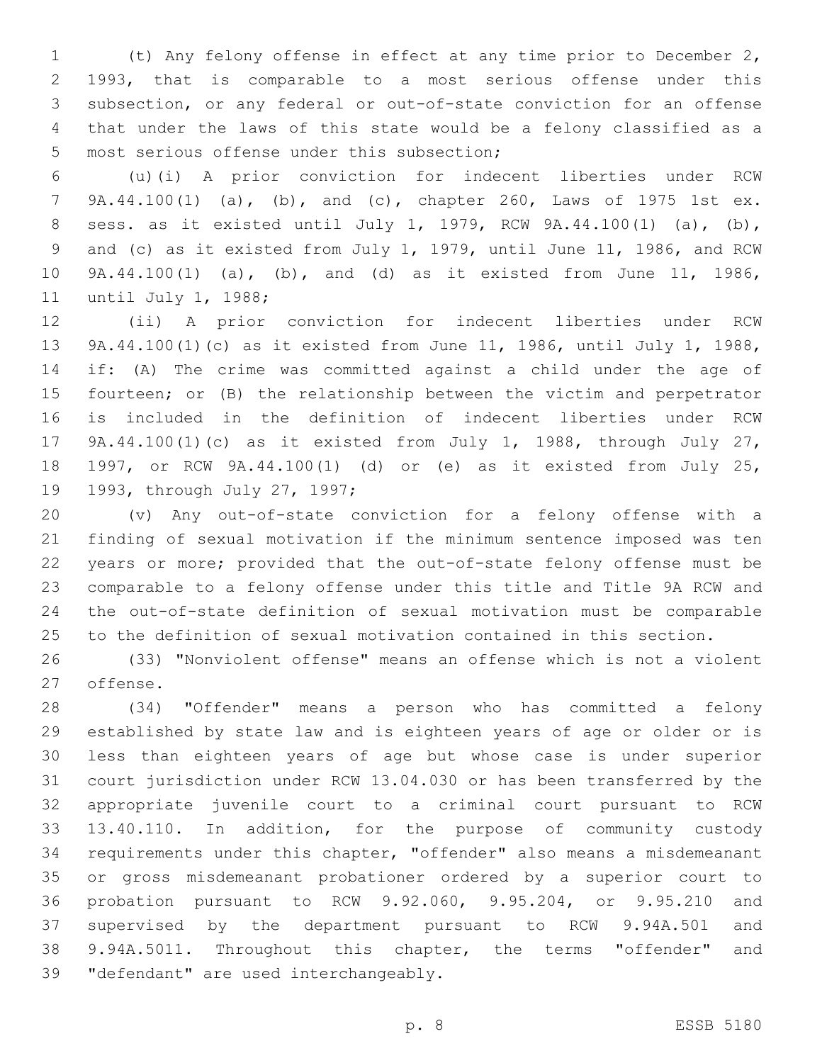(t) Any felony offense in effect at any time prior to December 2, 1993, that is comparable to a most serious offense under this subsection, or any federal or out-of-state conviction for an offense that under the laws of this state would be a felony classified as a most serious offense under this subsection;

(u)(i) A prior conviction for indecent liberties under RCW 9A.44.100(1) (a), (b), and (c), chapter 260, Laws of 1975 1st ex. sess. as it existed until July 1, 1979, RCW 9A.44.100(1) (a), (b), and (c) as it existed from July 1, 1979, until June 11, 1986, and RCW 9A.44.100(1) (a), (b), and (d) as it existed from June 11, 1986, until July 1, 1988;

(ii) A prior conviction for indecent liberties under RCW 9A.44.100(1)(c) as it existed from June 11, 1986, until July 1, 1988, if: (A) The crime was committed against a child under the age of fourteen; or (B) the relationship between the victim and perpetrator is included in the definition of indecent liberties under RCW 9A.44.100(1)(c) as it existed from July 1, 1988, through July 27, 1997, or RCW 9A.44.100(1) (d) or (e) as it existed from July 25, 1993, through July 27, 1997;

(v) Any out-of-state conviction for a felony offense with a finding of sexual motivation if the minimum sentence imposed was ten years or more; provided that the out-of-state felony offense must be comparable to a felony offense under this title and Title 9A RCW and the out-of-state definition of sexual motivation must be comparable to the definition of sexual motivation contained in this section.

(33) "Nonviolent offense" means an offense which is not a violent offense.

(34) "Offender" means a person who has committed a felony established by state law and is eighteen years of age or older or is less than eighteen years of age but whose case is under superior court jurisdiction under RCW 13.04.030 or has been transferred by the appropriate juvenile court to a criminal court pursuant to RCW 13.40.110. In addition, for the purpose of community custody requirements under this chapter, "offender" also means a misdemeanant or gross misdemeanant probationer ordered by a superior court to probation pursuant to RCW 9.92.060, 9.95.204, or 9.95.210 and supervised by the department pursuant to RCW 9.94A.501 and 9.94A.5011. Throughout this chapter, the terms "offender" and "defendant" are used interchangeably.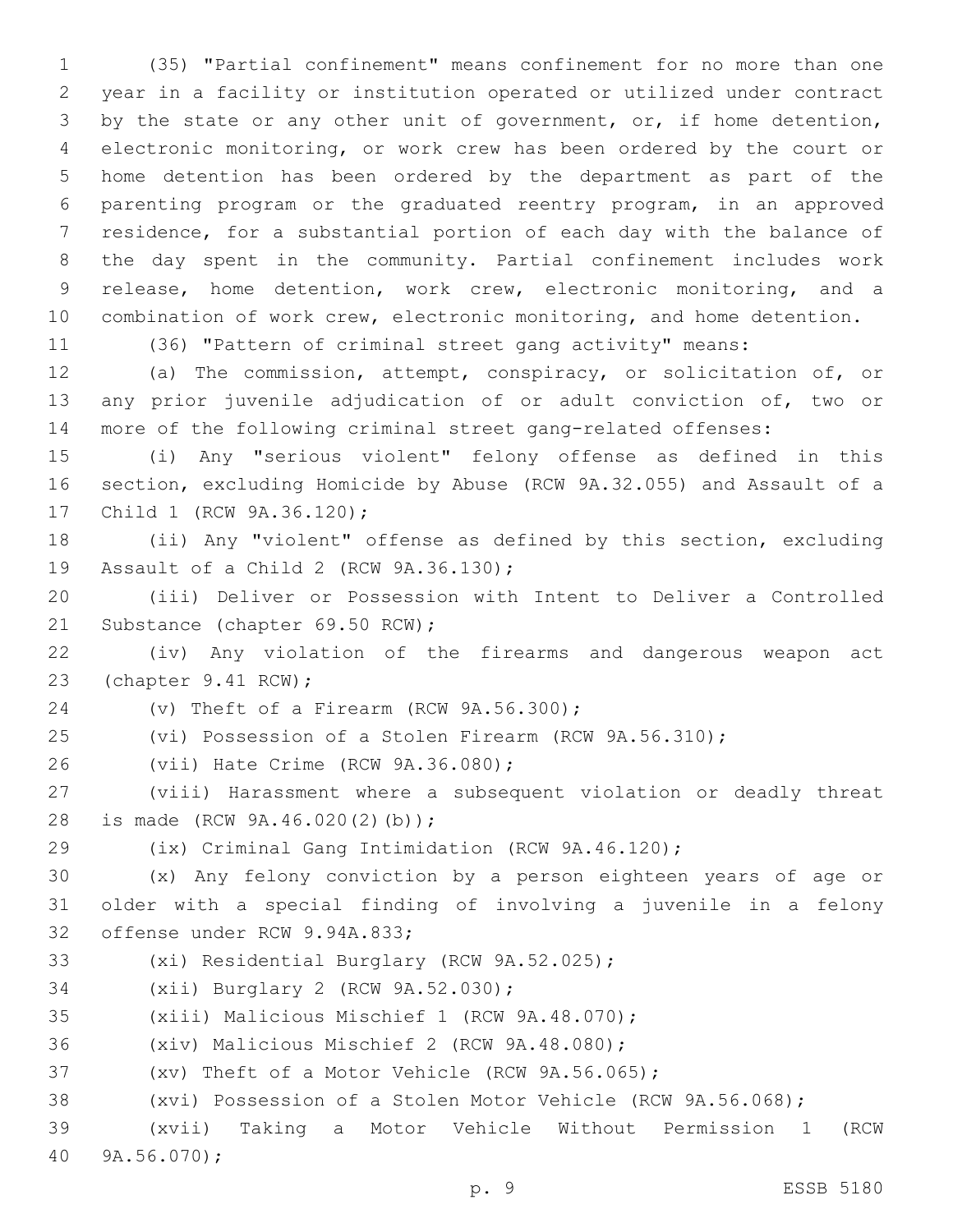(35) "Partial confinement" means confinement for no more than one year in a facility or institution operated or utilized under contract by the state or any other unit of government, or, if home detention, electronic monitoring, or work crew has been ordered by the court or home detention has been ordered by the department as part of the parenting program or the graduated reentry program, in an approved residence, for a substantial portion of each day with the balance of the day spent in the community. Partial confinement includes work release, home detention, work crew, electronic monitoring, and a combination of work crew, electronic monitoring, and home detention.

(36) "Pattern of criminal street gang activity" means:

(a) The commission, attempt, conspiracy, or solicitation of, or any prior juvenile adjudication of or adult conviction of, two or more of the following criminal street gang-related offenses:

(i) Any "serious violent" felony offense as defined in this section, excluding Homicide by Abuse (RCW 9A.32.055) and Assault of a Child 1 (RCW 9A.36.120);

(ii) Any "violent" offense as defined by this section, excluding Assault of a Child 2 (RCW 9A.36.130);

(iii) Deliver or Possession with Intent to Deliver a Controlled Substance (chapter 69.50 RCW);

(iv) Any violation of the firearms and dangerous weapon act (chapter 9.41 RCW);

(v) Theft of a Firearm (RCW 9A.56.300);

(vi) Possession of a Stolen Firearm (RCW 9A.56.310);

(vii) Hate Crime (RCW 9A.36.080);

(viii) Harassment where a subsequent violation or deadly threat is made (RCW 9A.46.020(2)(b));

(ix) Criminal Gang Intimidation (RCW 9A.46.120);

(x) Any felony conviction by a person eighteen years of age or older with a special finding of involving a juvenile in a felony offense under RCW 9.94A.833;

(xi) Residential Burglary (RCW 9A.52.025);

(xii) Burglary 2 (RCW 9A.52.030);

(xiii) Malicious Mischief 1 (RCW 9A.48.070);

(xiv) Malicious Mischief 2 (RCW 9A.48.080);

(xv) Theft of a Motor Vehicle (RCW 9A.56.065);

(xvi) Possession of a Stolen Motor Vehicle (RCW 9A.56.068);

(xvii) Taking a Motor Vehicle Without Permission 1 (RCW 9A.56.070);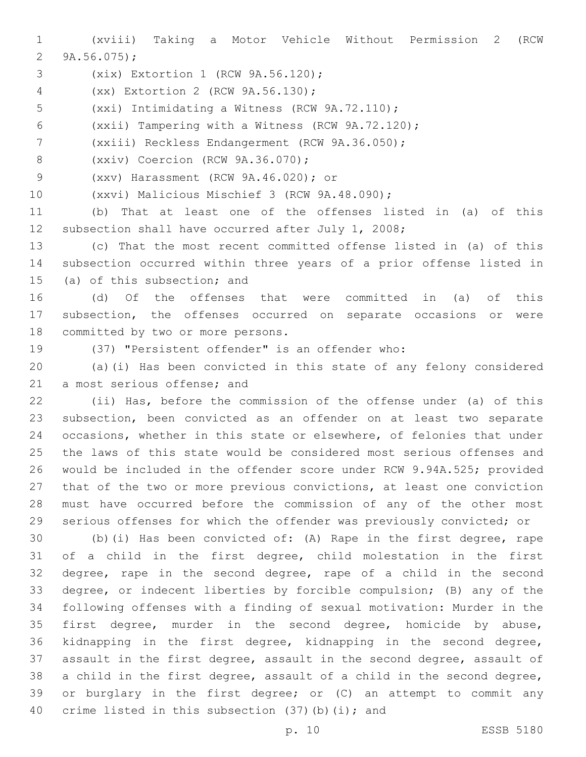(xviii) Taking a Motor Vehicle Without Permission 2 (RCW 9A.56.075);

(xix) Extortion 1 (RCW 9A.56.120);

(xx) Extortion 2 (RCW 9A.56.130);

(xxi) Intimidating a Witness (RCW 9A.72.110);

(xxii) Tampering with a Witness (RCW 9A.72.120);

(xxiii) Reckless Endangerment (RCW 9A.36.050);

(xxiv) Coercion (RCW 9A.36.070);

(xxv) Harassment (RCW 9A.46.020); or

(xxvi) Malicious Mischief 3 (RCW 9A.48.090);

(b) That at least one of the offenses listed in (a) of this subsection shall have occurred after July 1, 2008;

(c) That the most recent committed offense listed in (a) of this subsection occurred within three years of a prior offense listed in (a) of this subsection; and

(d) Of the offenses that were committed in (a) of this subsection, the offenses occurred on separate occasions or were committed by two or more persons.

(37) "Persistent offender" is an offender who:

(a)(i) Has been convicted in this state of any felony considered a most serious offense; and

(ii) Has, before the commission of the offense under (a) of this subsection, been convicted as an offender on at least two separate occasions, whether in this state or elsewhere, of felonies that under the laws of this state would be considered most serious offenses and would be included in the offender score under RCW 9.94A.525; provided that of the two or more previous convictions, at least one conviction must have occurred before the commission of any of the other most serious offenses for which the offender was previously convicted; or

(b)(i) Has been convicted of: (A) Rape in the first degree, rape of a child in the first degree, child molestation in the first degree, rape in the second degree, rape of a child in the second degree, or indecent liberties by forcible compulsion; (B) any of the following offenses with a finding of sexual motivation: Murder in the first degree, murder in the second degree, homicide by abuse, kidnapping in the first degree, kidnapping in the second degree, assault in the first degree, assault in the second degree, assault of a child in the first degree, assault of a child in the second degree, or burglary in the first degree; or (C) an attempt to commit any crime listed in this subsection (37)(b)(i); and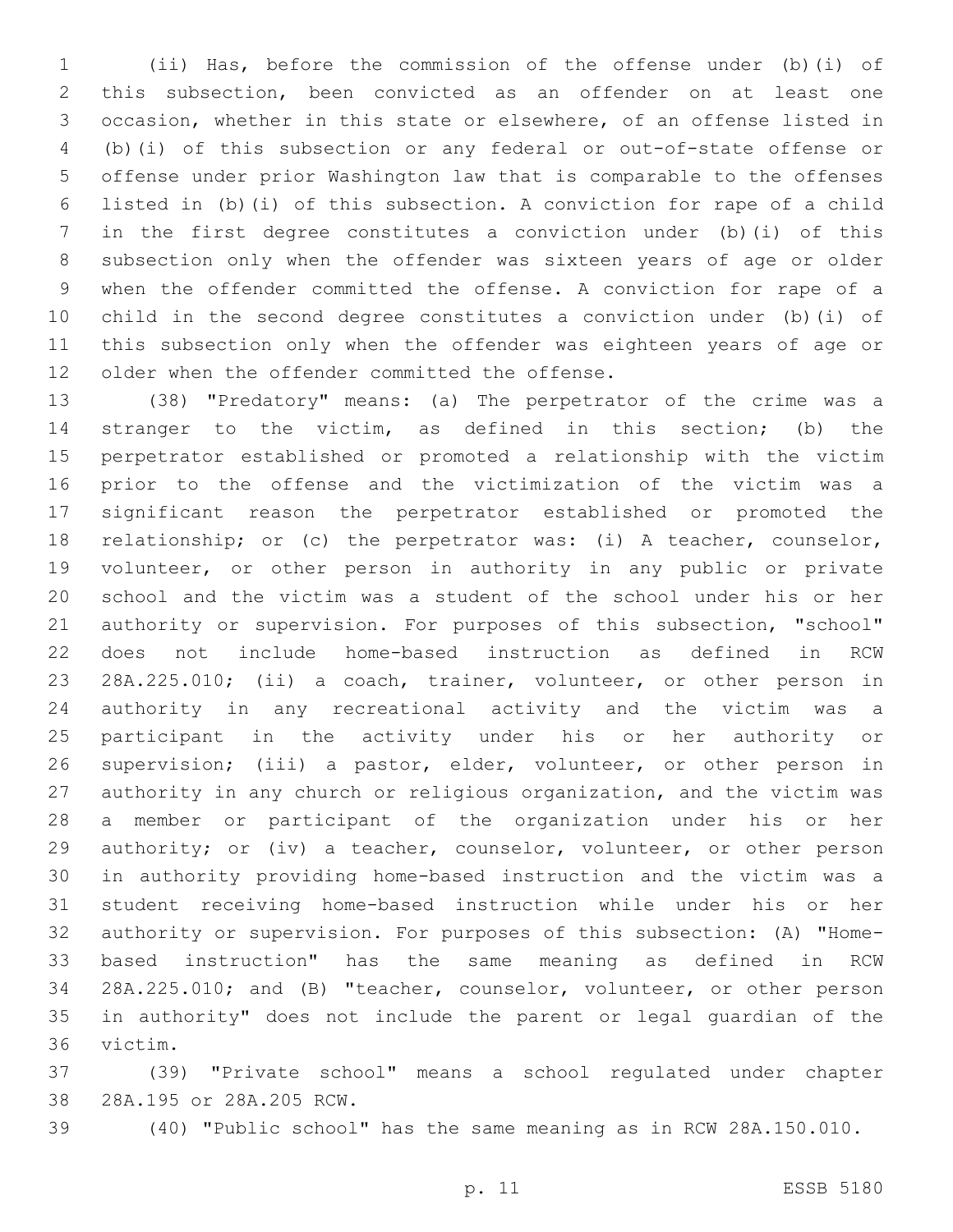(ii) Has, before the commission of the offense under (b)(i) of this subsection, been convicted as an offender on at least one occasion, whether in this state or elsewhere, of an offense listed in (b)(i) of this subsection or any federal or out-of-state offense or offense under prior Washington law that is comparable to the offenses listed in (b)(i) of this subsection. A conviction for rape of a child in the first degree constitutes a conviction under (b)(i) of this subsection only when the offender was sixteen years of age or older when the offender committed the offense. A conviction for rape of a child in the second degree constitutes a conviction under (b)(i) of this subsection only when the offender was eighteen years of age or older when the offender committed the offense.

(38) "Predatory" means: (a) The perpetrator of the crime was a stranger to the victim, as defined in this section; (b) the perpetrator established or promoted a relationship with the victim prior to the offense and the victimization of the victim was a significant reason the perpetrator established or promoted the relationship; or (c) the perpetrator was: (i) A teacher, counselor, volunteer, or other person in authority in any public or private school and the victim was a student of the school under his or her authority or supervision. For purposes of this subsection, "school" does not include home-based instruction as defined in RCW 28A.225.010; (ii) a coach, trainer, volunteer, or other person in authority in any recreational activity and the victim was a participant in the activity under his or her authority or supervision; (iii) a pastor, elder, volunteer, or other person in authority in any church or religious organization, and the victim was a member or participant of the organization under his or her authority; or (iv) a teacher, counselor, volunteer, or other person in authority providing home-based instruction and the victim was a student receiving home-based instruction while under his or her authority or supervision. For purposes of this subsection: (A) "Home-based instruction" has the same meaning as defined in RCW 28A.225.010; and (B) "teacher, counselor, volunteer, or other person in authority" does not include the parent or legal guardian of the victim.

(39) "Private school" means a school regulated under chapter 28A.195 or 28A.205 RCW.

(40) "Public school" has the same meaning as in RCW 28A.150.010.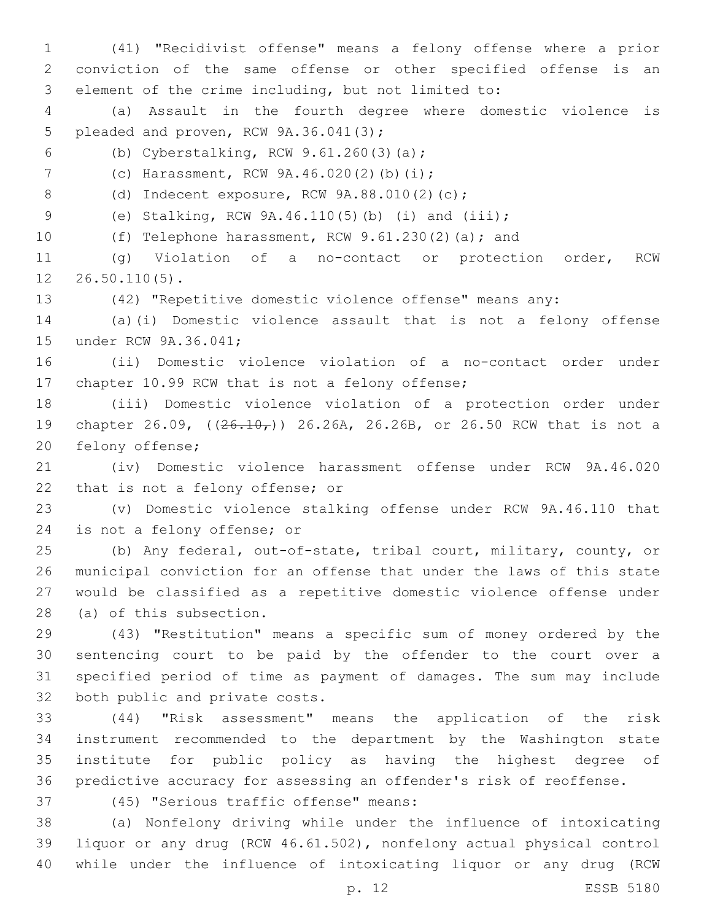(41) "Recidivist offense" means a felony offense where a prior conviction of the same offense or other specified offense is an element of the crime including, but not limited to:

(a) Assault in the fourth degree where domestic violence is pleaded and proven, RCW 9A.36.041(3);

(b) Cyberstalking, RCW 9.61.260(3)(a);

(c) Harassment, RCW 9A.46.020(2)(b)(i);

(d) Indecent exposure, RCW 9A.88.010(2)(c);

(e) Stalking, RCW 9A.46.110(5)(b) (i) and (iii);

(f) Telephone harassment, RCW 9.61.230(2)(a); and

(g) Violation of a no-contact or protection order, RCW 26.50.110(5).

(42) "Repetitive domestic violence offense" means any:

(a)(i) Domestic violence assault that is not a felony offense under RCW 9A.36.041;

(ii) Domestic violence violation of a no-contact order under chapter 10.99 RCW that is not a felony offense;

(iii) Domestic violence violation of a protection order under chapter 26.09, ((~~26.10,~~)) 26.26A, 26.26B, or 26.50 RCW that is not a felony offense;

(iv) Domestic violence harassment offense under RCW 9A.46.020 that is not a felony offense; or

(v) Domestic violence stalking offense under RCW 9A.46.110 that is not a felony offense; or

(b) Any federal, out-of-state, tribal court, military, county, or municipal conviction for an offense that under the laws of this state would be classified as a repetitive domestic violence offense under (a) of this subsection.

(43) "Restitution" means a specific sum of money ordered by the sentencing court to be paid by the offender to the court over a specified period of time as payment of damages. The sum may include both public and private costs.

(44) "Risk assessment" means the application of the risk instrument recommended to the department by the Washington state institute for public policy as having the highest degree of predictive accuracy for assessing an offender's risk of reoffense.

(45) "Serious traffic offense" means:

(a) Nonfelony driving while under the influence of intoxicating liquor or any drug (RCW 46.61.502), nonfelony actual physical control while under the influence of intoxicating liquor or any drug (RCW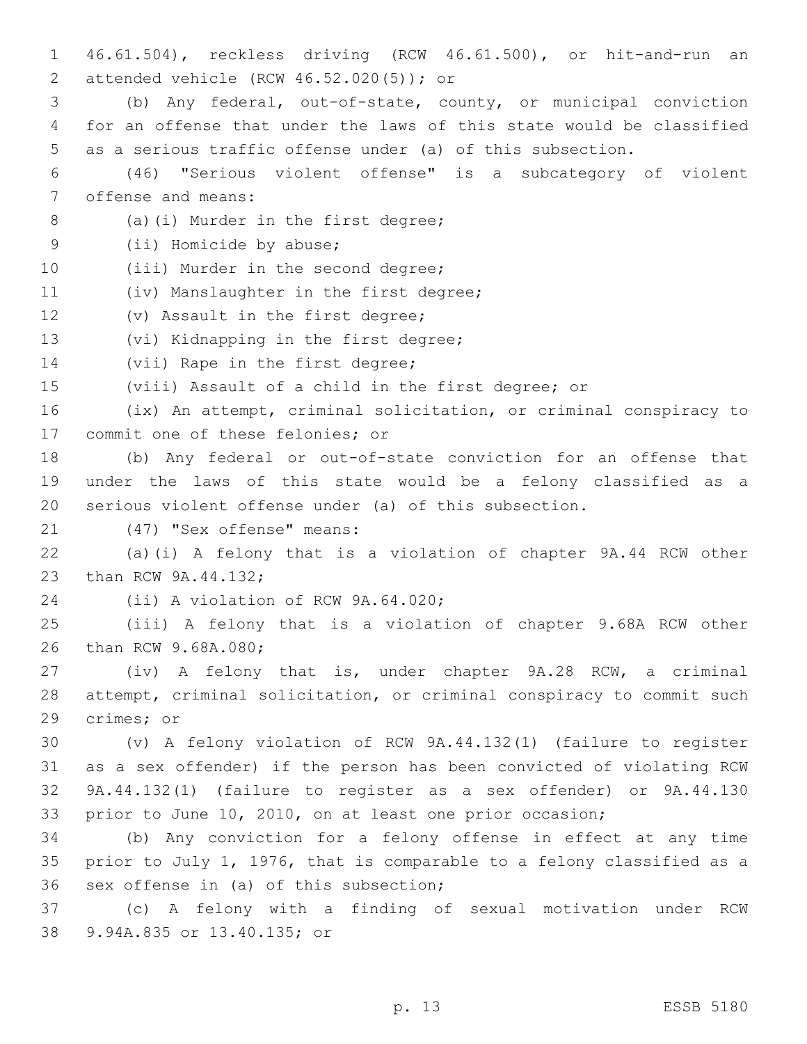46.61.504), reckless driving (RCW 46.61.500), or hit-and-run an attended vehicle (RCW 46.52.020(5)); or

(b) Any federal, out-of-state, county, or municipal conviction for an offense that under the laws of this state would be classified as a serious traffic offense under (a) of this subsection.

(46) "Serious violent offense" is a subcategory of violent offense and means:

(a)(i) Murder in the first degree;

(ii) Homicide by abuse;

(iii) Murder in the second degree;

(iv) Manslaughter in the first degree;

(v) Assault in the first degree;

(vi) Kidnapping in the first degree;

(vii) Rape in the first degree;

(viii) Assault of a child in the first degree; or

(ix) An attempt, criminal solicitation, or criminal conspiracy to commit one of these felonies; or

(b) Any federal or out-of-state conviction for an offense that under the laws of this state would be a felony classified as a serious violent offense under (a) of this subsection.

(47) "Sex offense" means:

(a)(i) A felony that is a violation of chapter 9A.44 RCW other than RCW 9A.44.132;

(ii) A violation of RCW 9A.64.020;

(iii) A felony that is a violation of chapter 9.68A RCW other than RCW 9.68A.080;

(iv) A felony that is, under chapter 9A.28 RCW, a criminal attempt, criminal solicitation, or criminal conspiracy to commit such crimes; or

(v) A felony violation of RCW 9A.44.132(1) (failure to register as a sex offender) if the person has been convicted of violating RCW 9A.44.132(1) (failure to register as a sex offender) or 9A.44.130 prior to June 10, 2010, on at least one prior occasion;

(b) Any conviction for a felony offense in effect at any time prior to July 1, 1976, that is comparable to a felony classified as a sex offense in (a) of this subsection;

(c) A felony with a finding of sexual motivation under RCW 9.94A.835 or 13.40.135; or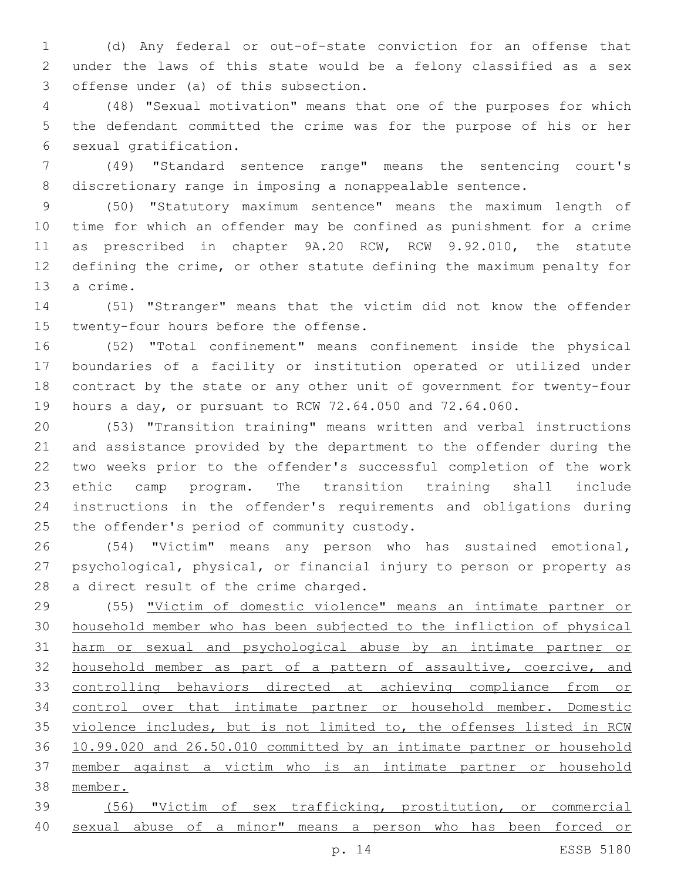(d) Any federal or out-of-state conviction for an offense that under the laws of this state would be a felony classified as a sex offense under (a) of this subsection.

(48) "Sexual motivation" means that one of the purposes for which the defendant committed the crime was for the purpose of his or her sexual gratification.

(49) "Standard sentence range" means the sentencing court's discretionary range in imposing a nonappealable sentence.

(50) "Statutory maximum sentence" means the maximum length of time for which an offender may be confined as punishment for a crime as prescribed in chapter 9A.20 RCW, RCW 9.92.010, the statute defining the crime, or other statute defining the maximum penalty for a crime.

(51) "Stranger" means that the victim did not know the offender twenty-four hours before the offense.

(52) "Total confinement" means confinement inside the physical boundaries of a facility or institution operated or utilized under contract by the state or any other unit of government for twenty-four hours a day, or pursuant to RCW 72.64.050 and 72.64.060.

(53) "Transition training" means written and verbal instructions and assistance provided by the department to the offender during the two weeks prior to the offender's successful completion of the work ethic camp program. The transition training shall include instructions in the offender's requirements and obligations during the offender's period of community custody.

(54) "Victim" means any person who has sustained emotional, psychological, physical, or financial injury to person or property as a direct result of the crime charged.

(55) <u>"Victim of domestic violence" means an intimate partner or household member who has been subjected to the infliction of physical harm or sexual and psychological abuse by an intimate partner or household member as part of a pattern of assaultive, coercive, and controlling behaviors directed at achieving compliance from or control over that intimate partner or household member. Domestic violence includes, but is not limited to, the offenses listed in RCW 10.99.020 and 26.50.010 committed by an intimate partner or household member against a victim who is an intimate partner or household member.</u>

<u>(56) "Victim of sex trafficking, prostitution, or commercial sexual abuse of a minor" means a person who has been forced or</u>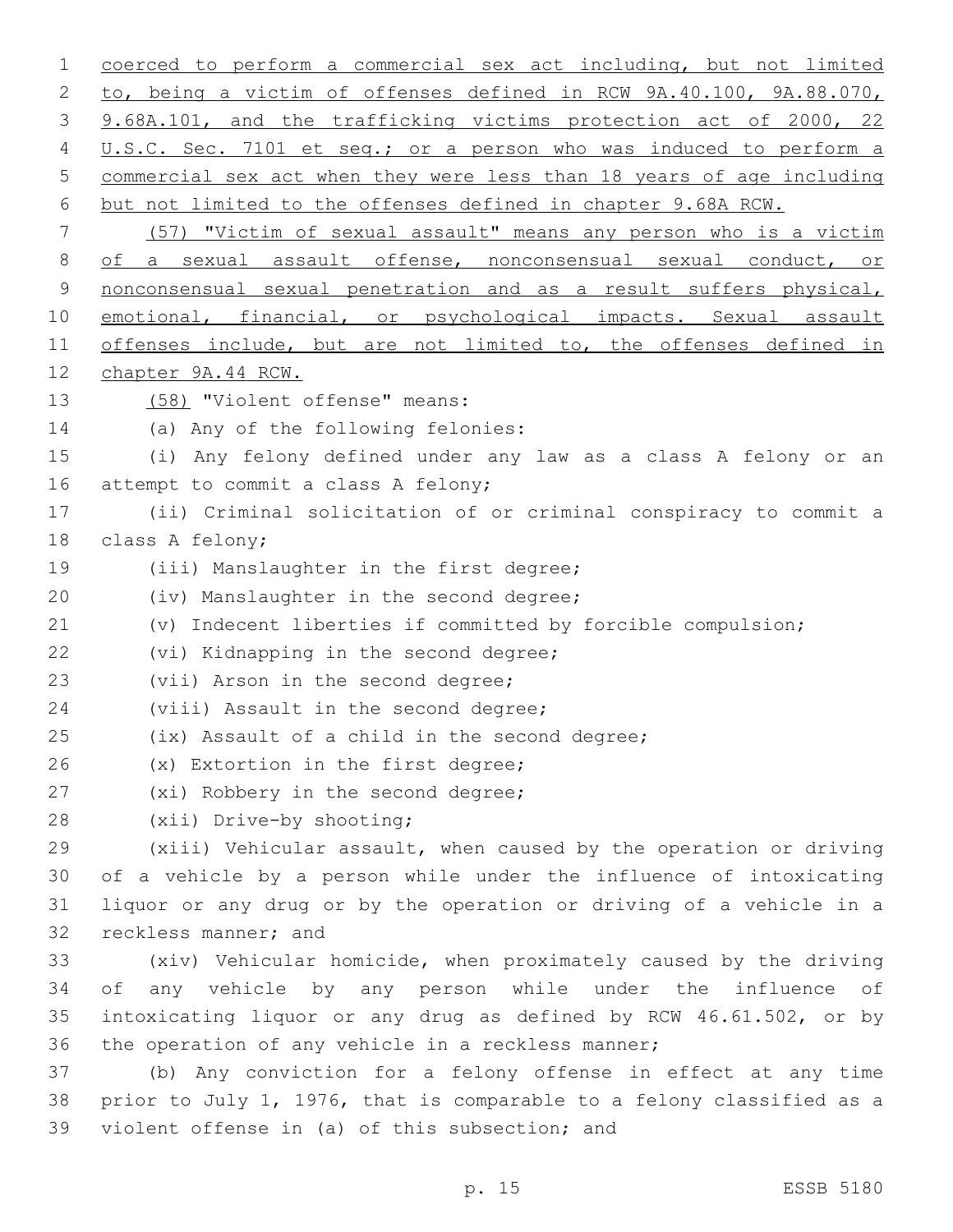coerced to perform a commercial sex act including, but not limited to, being a victim of offenses defined in RCW 9A.40.100, 9A.88.070, 9.68A.101, and the trafficking victims protection act of 2000, 22 U.S.C. Sec. 7101 et seq.; or a person who was induced to perform a commercial sex act when they were less than 18 years of age including but not limited to the offenses defined in chapter 9.68A RCW.

(57) "Victim of sexual assault" means any person who is a victim of a sexual assault offense, nonconsensual sexual conduct, or nonconsensual sexual penetration and as a result suffers physical, emotional, financial, or psychological impacts. Sexual assault offenses include, but are not limited to, the offenses defined in chapter 9A.44 RCW.

(58) "Violent offense" means:

(a) Any of the following felonies:

(i) Any felony defined under any law as a class A felony or an attempt to commit a class A felony;

(ii) Criminal solicitation of or criminal conspiracy to commit a class A felony;

(iii) Manslaughter in the first degree;

(iv) Manslaughter in the second degree;

(v) Indecent liberties if committed by forcible compulsion;

(vi) Kidnapping in the second degree;

(vii) Arson in the second degree;

(viii) Assault in the second degree;

(ix) Assault of a child in the second degree;

(x) Extortion in the first degree;

(xi) Robbery in the second degree;

(xii) Drive-by shooting;

(xiii) Vehicular assault, when caused by the operation or driving of a vehicle by a person while under the influence of intoxicating liquor or any drug or by the operation or driving of a vehicle in a reckless manner; and

(xiv) Vehicular homicide, when proximately caused by the driving of any vehicle by any person while under the influence of intoxicating liquor or any drug as defined by RCW 46.61.502, or by the operation of any vehicle in a reckless manner;

(b) Any conviction for a felony offense in effect at any time prior to July 1, 1976, that is comparable to a felony classified as a violent offense in (a) of this subsection; and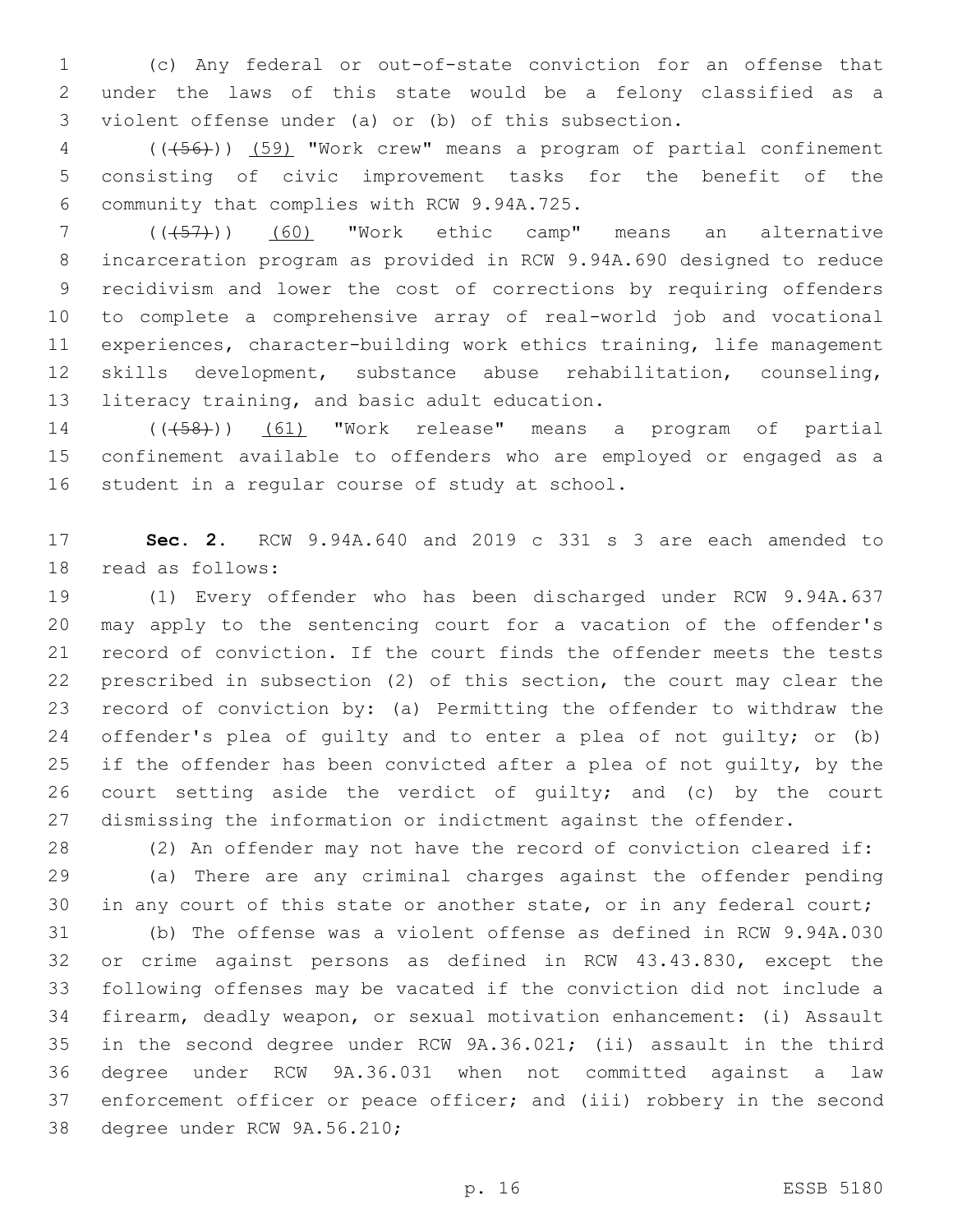(c) Any federal or out-of-state conviction for an offense that under the laws of this state would be a felony classified as a violent offense under (a) or (b) of this subsection.

(((56))) (59) "Work crew" means a program of partial confinement consisting of civic improvement tasks for the benefit of the community that complies with RCW 9.94A.725.

(((57))) (60) "Work ethic camp" means an alternative incarceration program as provided in RCW 9.94A.690 designed to reduce recidivism and lower the cost of corrections by requiring offenders to complete a comprehensive array of real-world job and vocational experiences, character-building work ethics training, life management skills development, substance abuse rehabilitation, counseling, literacy training, and basic adult education.

(((58))) (61) "Work release" means a program of partial confinement available to offenders who are employed or engaged as a student in a regular course of study at school.

**Sec. 2.** RCW 9.94A.640 and 2019 c 331 s 3 are each amended to read as follows:

(1) Every offender who has been discharged under RCW 9.94A.637 may apply to the sentencing court for a vacation of the offender's record of conviction. If the court finds the offender meets the tests prescribed in subsection (2) of this section, the court may clear the record of conviction by: (a) Permitting the offender to withdraw the offender's plea of guilty and to enter a plea of not guilty; or (b) if the offender has been convicted after a plea of not guilty, by the court setting aside the verdict of guilty; and (c) by the court dismissing the information or indictment against the offender.

(2) An offender may not have the record of conviction cleared if:

(a) There are any criminal charges against the offender pending in any court of this state or another state, or in any federal court;

(b) The offense was a violent offense as defined in RCW 9.94A.030 or crime against persons as defined in RCW 43.43.830, except the following offenses may be vacated if the conviction did not include a firearm, deadly weapon, or sexual motivation enhancement: (i) Assault in the second degree under RCW 9A.36.021; (ii) assault in the third degree under RCW 9A.36.031 when not committed against a law enforcement officer or peace officer; and (iii) robbery in the second degree under RCW 9A.56.210;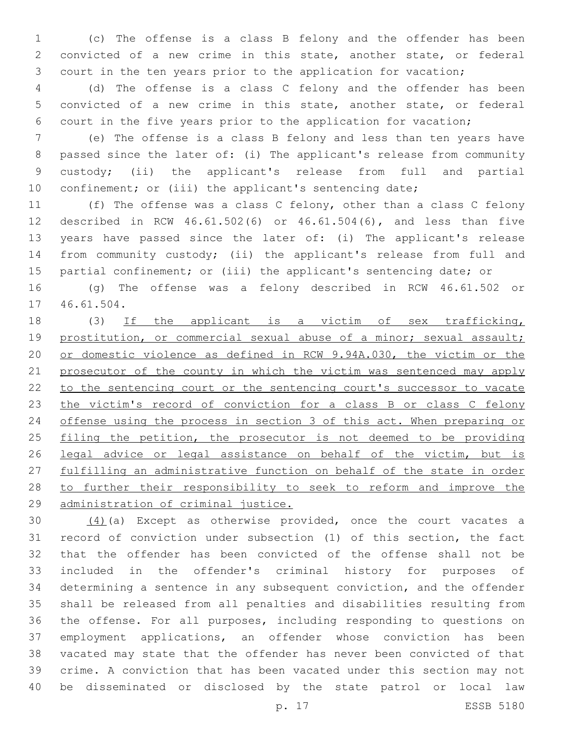(c) The offense is a class B felony and the offender has been convicted of a new crime in this state, another state, or federal court in the ten years prior to the application for vacation;

(d) The offense is a class C felony and the offender has been convicted of a new crime in this state, another state, or federal court in the five years prior to the application for vacation;

(e) The offense is a class B felony and less than ten years have passed since the later of: (i) The applicant's release from community custody; (ii) the applicant's release from full and partial confinement; or (iii) the applicant's sentencing date;

(f) The offense was a class C felony, other than a class C felony described in RCW 46.61.502(6) or 46.61.504(6), and less than five years have passed since the later of: (i) The applicant's release from community custody; (ii) the applicant's release from full and partial confinement; or (iii) the applicant's sentencing date; or

(g) The offense was a felony described in RCW 46.61.502 or 46.61.504.

(3) <u>If the applicant is a victim of sex trafficking, prostitution, or commercial sexual abuse of a minor; sexual assault; or domestic violence as defined in RCW 9.94A.030, the victim or the prosecutor of the county in which the victim was sentenced may apply to the sentencing court or the sentencing court's successor to vacate the victim's record of conviction for a class B or class C felony offense using the process in section 3 of this act. When preparing or filing the petition, the prosecutor is not deemed to be providing legal advice or legal assistance on behalf of the victim, but is fulfilling an administrative function on behalf of the state in order to further their responsibility to seek to reform and improve the administration of criminal justice.</u>

<u>(4)</u>(a) Except as otherwise provided, once the court vacates a record of conviction under subsection (1) of this section, the fact that the offender has been convicted of the offense shall not be included in the offender's criminal history for purposes of determining a sentence in any subsequent conviction, and the offender shall be released from all penalties and disabilities resulting from the offense. For all purposes, including responding to questions on employment applications, an offender whose conviction has been vacated may state that the offender has never been convicted of that crime. A conviction that has been vacated under this section may not be disseminated or disclosed by the state patrol or local law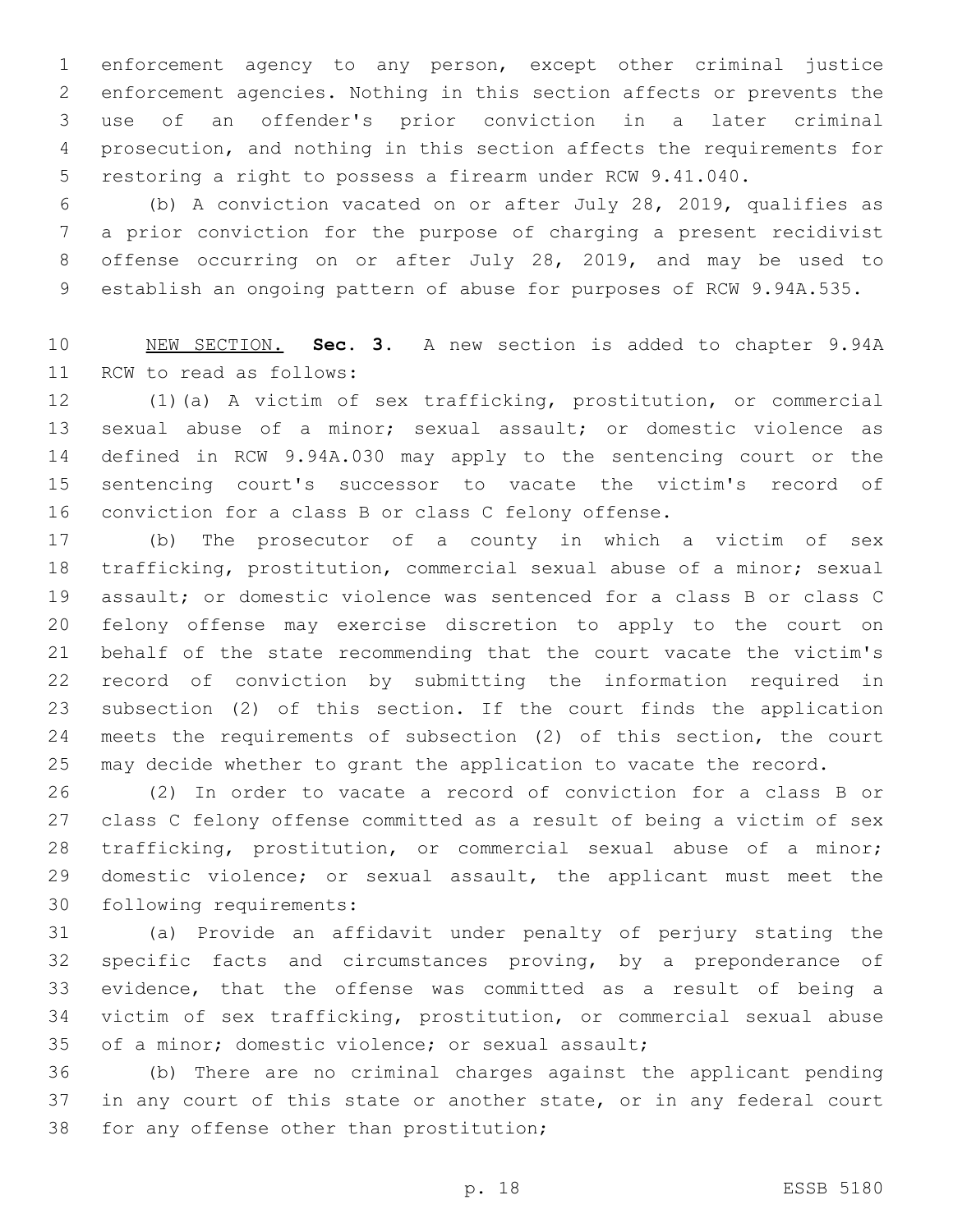enforcement agency to any person, except other criminal justice enforcement agencies. Nothing in this section affects or prevents the use of an offender's prior conviction in a later criminal prosecution, and nothing in this section affects the requirements for restoring a right to possess a firearm under RCW 9.41.040.

(b) A conviction vacated on or after July 28, 2019, qualifies as a prior conviction for the purpose of charging a present recidivist offense occurring on or after July 28, 2019, and may be used to establish an ongoing pattern of abuse for purposes of RCW 9.94A.535.

NEW SECTION. **Sec. 3.** A new section is added to chapter 9.94A RCW to read as follows:

(1)(a) A victim of sex trafficking, prostitution, or commercial sexual abuse of a minor; sexual assault; or domestic violence as defined in RCW 9.94A.030 may apply to the sentencing court or the sentencing court's successor to vacate the victim's record of conviction for a class B or class C felony offense.

(b) The prosecutor of a county in which a victim of sex trafficking, prostitution, commercial sexual abuse of a minor; sexual assault; or domestic violence was sentenced for a class B or class C felony offense may exercise discretion to apply to the court on behalf of the state recommending that the court vacate the victim's record of conviction by submitting the information required in subsection (2) of this section. If the court finds the application meets the requirements of subsection (2) of this section, the court may decide whether to grant the application to vacate the record.

(2) In order to vacate a record of conviction for a class B or class C felony offense committed as a result of being a victim of sex trafficking, prostitution, or commercial sexual abuse of a minor; domestic violence; or sexual assault, the applicant must meet the following requirements:

(a) Provide an affidavit under penalty of perjury stating the specific facts and circumstances proving, by a preponderance of evidence, that the offense was committed as a result of being a victim of sex trafficking, prostitution, or commercial sexual abuse of a minor; domestic violence; or sexual assault;

(b) There are no criminal charges against the applicant pending in any court of this state or another state, or in any federal court for any offense other than prostitution;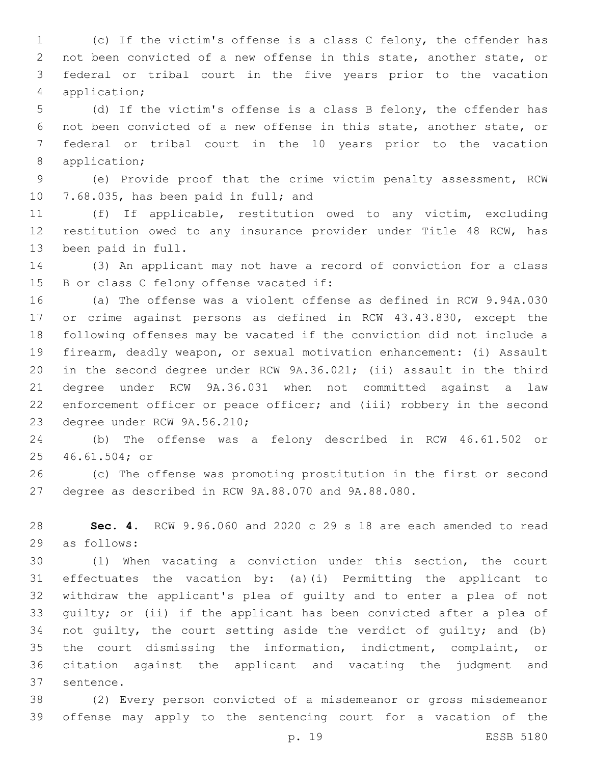(c) If the victim's offense is a class C felony, the offender has not been convicted of a new offense in this state, another state, or federal or tribal court in the five years prior to the vacation application;

(d) If the victim's offense is a class B felony, the offender has not been convicted of a new offense in this state, another state, or federal or tribal court in the 10 years prior to the vacation application;

(e) Provide proof that the crime victim penalty assessment, RCW 7.68.035, has been paid in full; and

(f) If applicable, restitution owed to any victim, excluding restitution owed to any insurance provider under Title 48 RCW, has been paid in full.

(3) An applicant may not have a record of conviction for a class B or class C felony offense vacated if:

(a) The offense was a violent offense as defined in RCW 9.94A.030 or crime against persons as defined in RCW 43.43.830, except the following offenses may be vacated if the conviction did not include a firearm, deadly weapon, or sexual motivation enhancement: (i) Assault in the second degree under RCW 9A.36.021; (ii) assault in the third degree under RCW 9A.36.031 when not committed against a law enforcement officer or peace officer; and (iii) robbery in the second degree under RCW 9A.56.210;

(b) The offense was a felony described in RCW 46.61.502 or 46.61.504; or

(c) The offense was promoting prostitution in the first or second degree as described in RCW 9A.88.070 and 9A.88.080.

**Sec. 4.** RCW 9.96.060 and 2020 c 29 s 18 are each amended to read as follows:

(1) When vacating a conviction under this section, the court effectuates the vacation by: (a)(i) Permitting the applicant to withdraw the applicant's plea of guilty and to enter a plea of not guilty; or (ii) if the applicant has been convicted after a plea of not guilty, the court setting aside the verdict of guilty; and (b) the court dismissing the information, indictment, complaint, or citation against the applicant and vacating the judgment and sentence.

(2) Every person convicted of a misdemeanor or gross misdemeanor offense may apply to the sentencing court for a vacation of the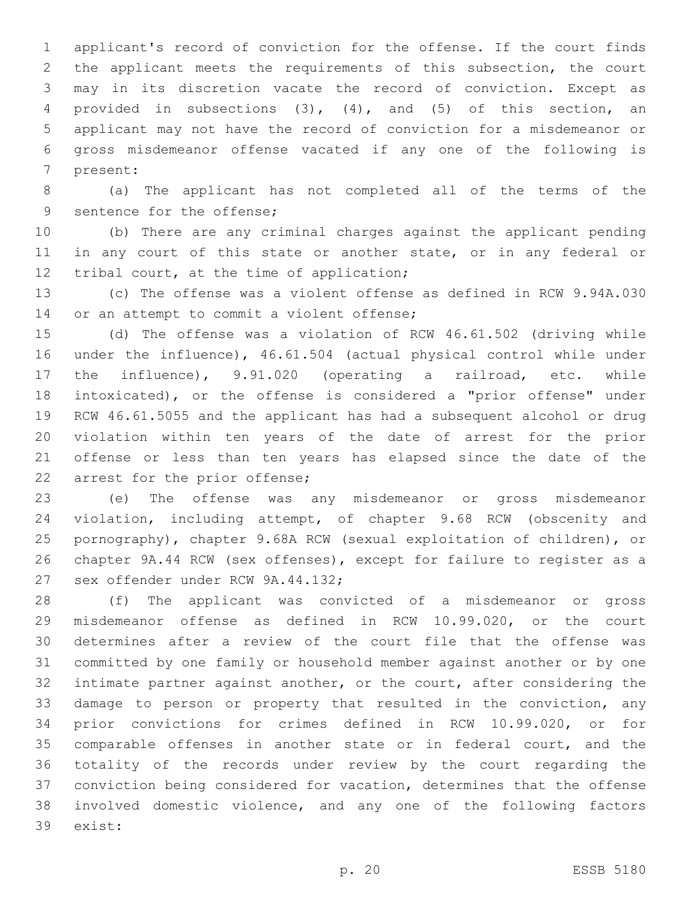applicant's record of conviction for the offense. If the court finds the applicant meets the requirements of this subsection, the court may in its discretion vacate the record of conviction. Except as provided in subsections (3), (4), and (5) of this section, an applicant may not have the record of conviction for a misdemeanor or gross misdemeanor offense vacated if any one of the following is present:

(a) The applicant has not completed all of the terms of the sentence for the offense;

(b) There are any criminal charges against the applicant pending in any court of this state or another state, or in any federal or tribal court, at the time of application;

(c) The offense was a violent offense as defined in RCW 9.94A.030 or an attempt to commit a violent offense;

(d) The offense was a violation of RCW 46.61.502 (driving while under the influence), 46.61.504 (actual physical control while under the influence), 9.91.020 (operating a railroad, etc. while intoxicated), or the offense is considered a "prior offense" under RCW 46.61.5055 and the applicant has had a subsequent alcohol or drug violation within ten years of the date of arrest for the prior offense or less than ten years has elapsed since the date of the arrest for the prior offense;

(e) The offense was any misdemeanor or gross misdemeanor violation, including attempt, of chapter 9.68 RCW (obscenity and pornography), chapter 9.68A RCW (sexual exploitation of children), or chapter 9A.44 RCW (sex offenses), except for failure to register as a sex offender under RCW 9A.44.132;

(f) The applicant was convicted of a misdemeanor or gross misdemeanor offense as defined in RCW 10.99.020, or the court determines after a review of the court file that the offense was committed by one family or household member against another or by one intimate partner against another, or the court, after considering the damage to person or property that resulted in the conviction, any prior convictions for crimes defined in RCW 10.99.020, or for comparable offenses in another state or in federal court, and the totality of the records under review by the court regarding the conviction being considered for vacation, determines that the offense involved domestic violence, and any one of the following factors exist: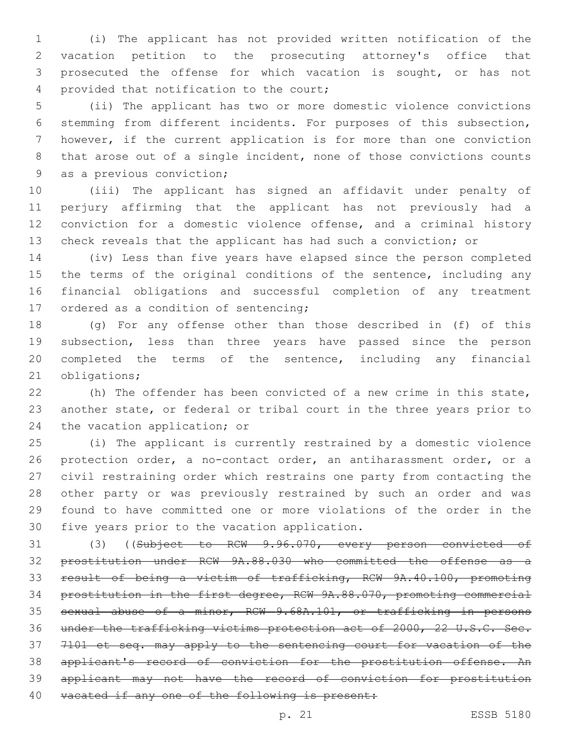(i) The applicant has not provided written notification of the vacation petition to the prosecuting attorney's office that prosecuted the offense for which vacation is sought, or has not provided that notification to the court;

(ii) The applicant has two or more domestic violence convictions stemming from different incidents. For purposes of this subsection, however, if the current application is for more than one conviction that arose out of a single incident, none of those convictions counts as a previous conviction;

(iii) The applicant has signed an affidavit under penalty of perjury affirming that the applicant has not previously had a conviction for a domestic violence offense, and a criminal history check reveals that the applicant has had such a conviction; or

(iv) Less than five years have elapsed since the person completed the terms of the original conditions of the sentence, including any financial obligations and successful completion of any treatment ordered as a condition of sentencing;

(g) For any offense other than those described in (f) of this subsection, less than three years have passed since the person completed the terms of the sentence, including any financial obligations;

(h) The offender has been convicted of a new crime in this state, another state, or federal or tribal court in the three years prior to the vacation application; or

(i) The applicant is currently restrained by a domestic violence protection order, a no-contact order, an antiharassment order, or a civil restraining order which restrains one party from contacting the other party or was previously restrained by such an order and was found to have committed one or more violations of the order in the five years prior to the vacation application.

(3) ((~~Subject to RCW 9.96.070, every person convicted of prostitution under RCW 9A.88.030 who committed the offense as a result of being a victim of trafficking, RCW 9A.40.100, promoting prostitution in the first degree, RCW 9A.88.070, promoting commercial sexual abuse of a minor, RCW 9.68A.101, or trafficking in persons under the trafficking victims protection act of 2000, 22 U.S.C. Sec. 7101 et seq. may apply to the sentencing court for vacation of the applicant's record of conviction for the prostitution offense. An applicant may not have the record of conviction for prostitution vacated if any one of the following is present:~~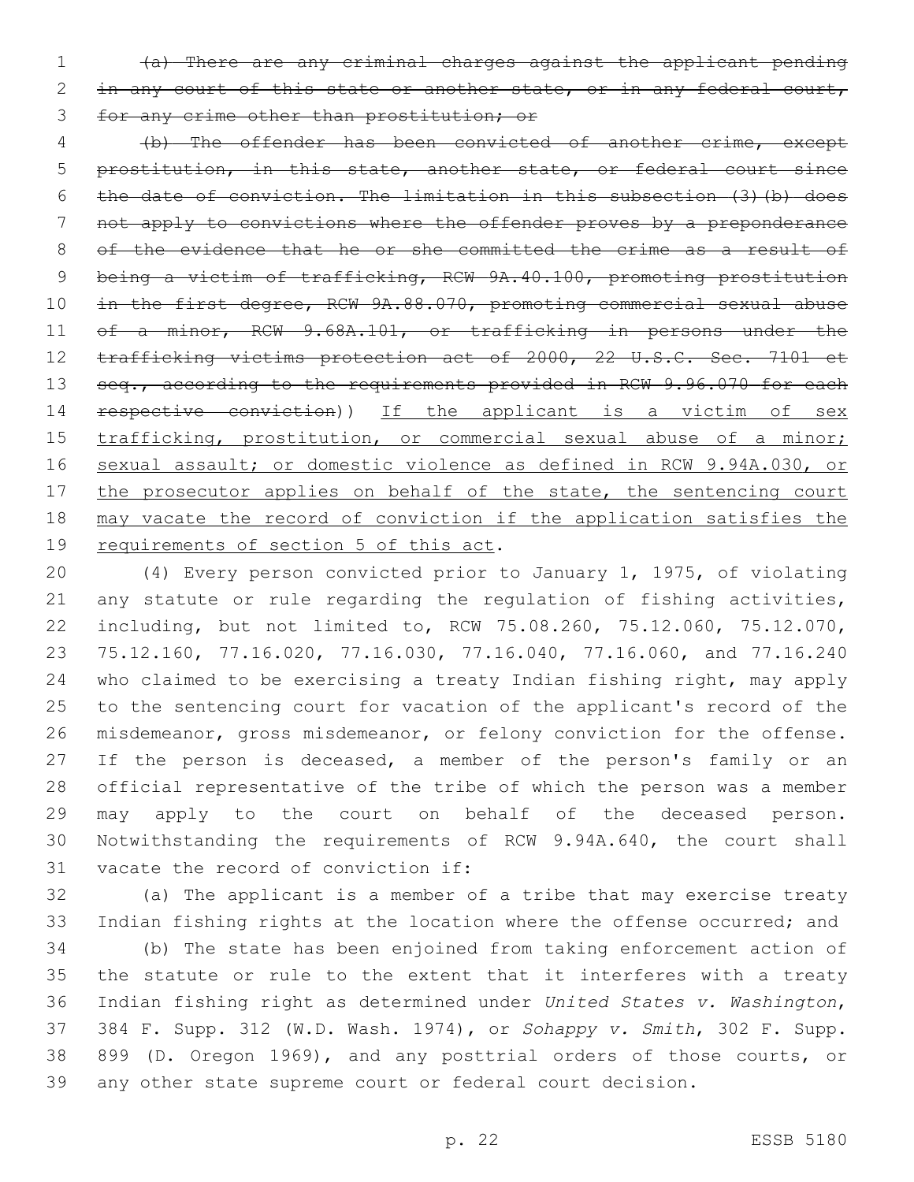~~(a) There are any criminal charges against the applicant pending in any court of this state or another state, or in any federal court, for any crime other than prostitution; or~~

~~(b) The offender has been convicted of another crime, except prostitution, in this state, another state, or federal court since the date of conviction. The limitation in this subsection (3)(b) does not apply to convictions where the offender proves by a preponderance of the evidence that he or she committed the crime as a result of being a victim of trafficking, RCW 9A.40.100, promoting prostitution in the first degree, RCW 9A.88.070, promoting commercial sexual abuse of a minor, RCW 9.68A.101, or trafficking in persons under the trafficking victims protection act of 2000, 22 U.S.C. Sec. 7101 et seq., according to the requirements provided in RCW 9.96.070 for each respective conviction~~)) <u>If the applicant is a victim of sex trafficking, prostitution, or commercial sexual abuse of a minor; sexual assault; or domestic violence as defined in RCW 9.94A.030, or the prosecutor applies on behalf of the state, the sentencing court may vacate the record of conviction if the application satisfies the requirements of section 5 of this act</u>.

(4) Every person convicted prior to January 1, 1975, of violating any statute or rule regarding the regulation of fishing activities, including, but not limited to, RCW 75.08.260, 75.12.060, 75.12.070, 75.12.160, 77.16.020, 77.16.030, 77.16.040, 77.16.060, and 77.16.240 who claimed to be exercising a treaty Indian fishing right, may apply to the sentencing court for vacation of the applicant's record of the misdemeanor, gross misdemeanor, or felony conviction for the offense. If the person is deceased, a member of the person's family or an official representative of the tribe of which the person was a member may apply to the court on behalf of the deceased person. Notwithstanding the requirements of RCW 9.94A.640, the court shall vacate the record of conviction if:

(a) The applicant is a member of a tribe that may exercise treaty Indian fishing rights at the location where the offense occurred; and

(b) The state has been enjoined from taking enforcement action of the statute or rule to the extent that it interferes with a treaty Indian fishing right as determined under *United States v. Washington*, 384 F. Supp. 312 (W.D. Wash. 1974), or *Sohappy v. Smith*, 302 F. Supp. 899 (D. Oregon 1969), and any posttrial orders of those courts, or any other state supreme court or federal court decision.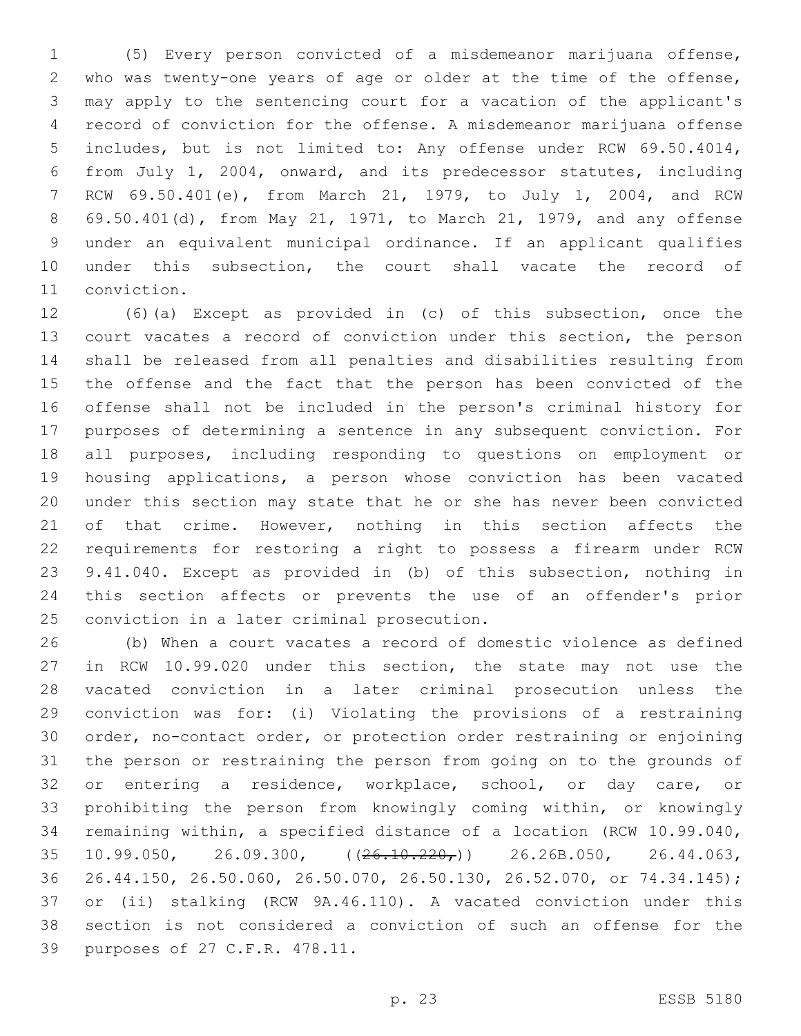(5) Every person convicted of a misdemeanor marijuana offense, who was twenty-one years of age or older at the time of the offense, may apply to the sentencing court for a vacation of the applicant's record of conviction for the offense. A misdemeanor marijuana offense includes, but is not limited to: Any offense under RCW 69.50.4014, from July 1, 2004, onward, and its predecessor statutes, including RCW 69.50.401(e), from March 21, 1979, to July 1, 2004, and RCW 69.50.401(d), from May 21, 1971, to March 21, 1979, and any offense under an equivalent municipal ordinance. If an applicant qualifies under this subsection, the court shall vacate the record of conviction.

(6)(a) Except as provided in (c) of this subsection, once the court vacates a record of conviction under this section, the person shall be released from all penalties and disabilities resulting from the offense and the fact that the person has been convicted of the offense shall not be included in the person's criminal history for purposes of determining a sentence in any subsequent conviction. For all purposes, including responding to questions on employment or housing applications, a person whose conviction has been vacated under this section may state that he or she has never been convicted of that crime. However, nothing in this section affects the requirements for restoring a right to possess a firearm under RCW 9.41.040. Except as provided in (b) of this subsection, nothing in this section affects or prevents the use of an offender's prior conviction in a later criminal prosecution.

(b) When a court vacates a record of domestic violence as defined in RCW 10.99.020 under this section, the state may not use the vacated conviction in a later criminal prosecution unless the conviction was for: (i) Violating the provisions of a restraining order, no-contact order, or protection order restraining or enjoining the person or restraining the person from going on to the grounds of or entering a residence, workplace, school, or day care, or prohibiting the person from knowingly coming within, or knowingly remaining within, a specified distance of a location (RCW 10.99.040, 10.99.050, 26.09.300, ((~~26.10.220,~~)) 26.26B.050, 26.44.063, 26.44.150, 26.50.060, 26.50.070, 26.50.130, 26.52.070, or 74.34.145); or (ii) stalking (RCW 9A.46.110). A vacated conviction under this section is not considered a conviction of such an offense for the purposes of 27 C.F.R. 478.11.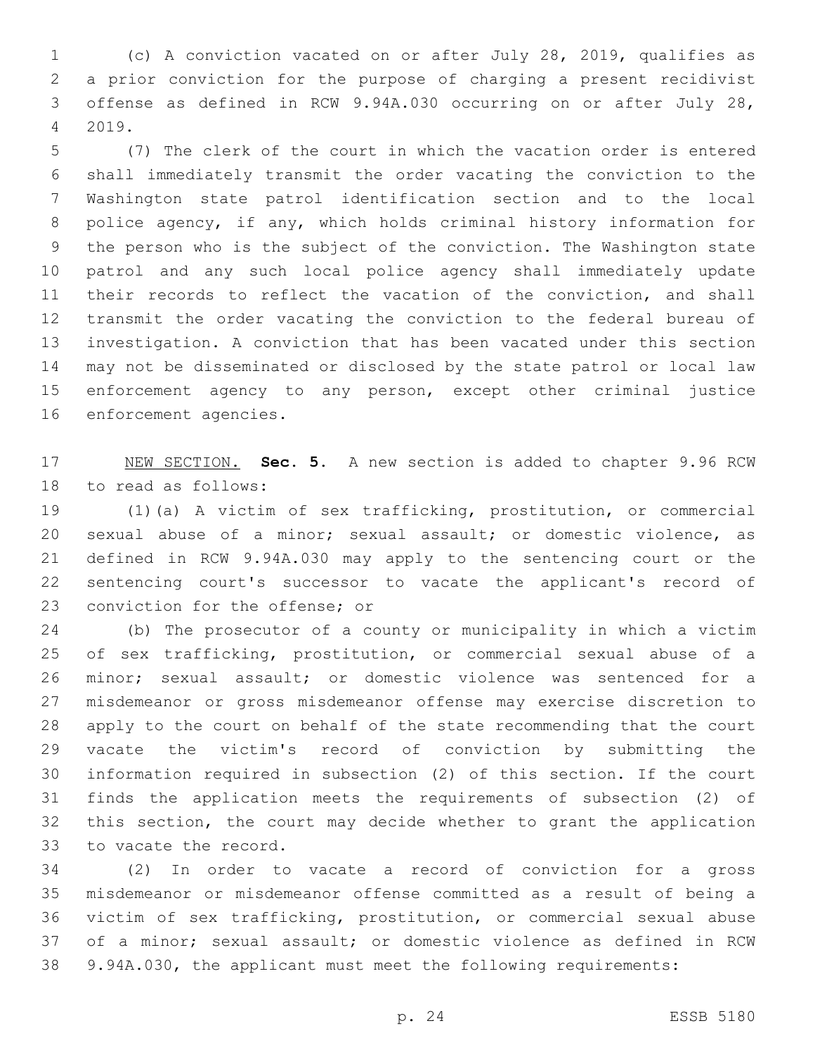(c) A conviction vacated on or after July 28, 2019, qualifies as a prior conviction for the purpose of charging a present recidivist offense as defined in RCW 9.94A.030 occurring on or after July 28, 2019.

(7) The clerk of the court in which the vacation order is entered shall immediately transmit the order vacating the conviction to the Washington state patrol identification section and to the local police agency, if any, which holds criminal history information for the person who is the subject of the conviction. The Washington state patrol and any such local police agency shall immediately update their records to reflect the vacation of the conviction, and shall transmit the order vacating the conviction to the federal bureau of investigation. A conviction that has been vacated under this section may not be disseminated or disclosed by the state patrol or local law enforcement agency to any person, except other criminal justice enforcement agencies.

NEW SECTION. **Sec. 5.** A new section is added to chapter 9.96 RCW to read as follows:

(1)(a) A victim of sex trafficking, prostitution, or commercial sexual abuse of a minor; sexual assault; or domestic violence, as defined in RCW 9.94A.030 may apply to the sentencing court or the sentencing court's successor to vacate the applicant's record of conviction for the offense; or

(b) The prosecutor of a county or municipality in which a victim of sex trafficking, prostitution, or commercial sexual abuse of a minor; sexual assault; or domestic violence was sentenced for a misdemeanor or gross misdemeanor offense may exercise discretion to apply to the court on behalf of the state recommending that the court vacate the victim's record of conviction by submitting the information required in subsection (2) of this section. If the court finds the application meets the requirements of subsection (2) of this section, the court may decide whether to grant the application to vacate the record.

(2) In order to vacate a record of conviction for a gross misdemeanor or misdemeanor offense committed as a result of being a victim of sex trafficking, prostitution, or commercial sexual abuse of a minor; sexual assault; or domestic violence as defined in RCW 9.94A.030, the applicant must meet the following requirements: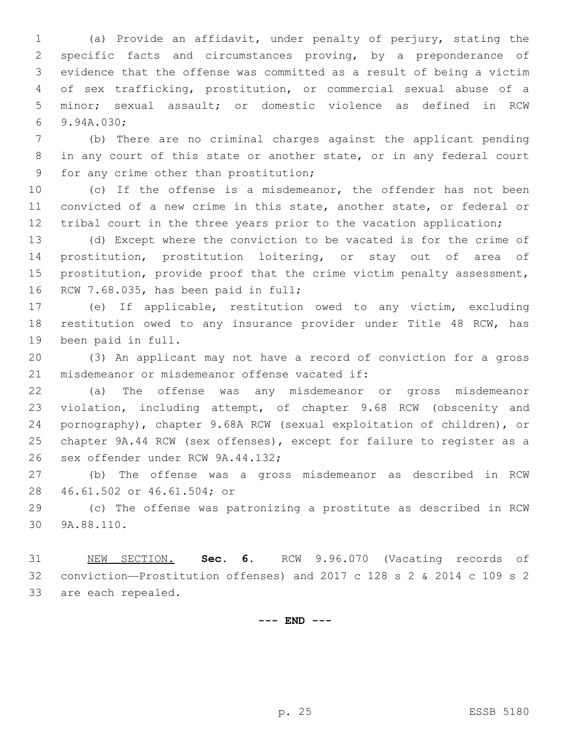(a) Provide an affidavit, under penalty of perjury, stating the specific facts and circumstances proving, by a preponderance of evidence that the offense was committed as a result of being a victim of sex trafficking, prostitution, or commercial sexual abuse of a minor; sexual assault; or domestic violence as defined in RCW 9.94A.030;

(b) There are no criminal charges against the applicant pending in any court of this state or another state, or in any federal court for any crime other than prostitution;

(c) If the offense is a misdemeanor, the offender has not been convicted of a new crime in this state, another state, or federal or tribal court in the three years prior to the vacation application;

(d) Except where the conviction to be vacated is for the crime of prostitution, prostitution loitering, or stay out of area of prostitution, provide proof that the crime victim penalty assessment, RCW 7.68.035, has been paid in full;

(e) If applicable, restitution owed to any victim, excluding restitution owed to any insurance provider under Title 48 RCW, has been paid in full.

(3) An applicant may not have a record of conviction for a gross misdemeanor or misdemeanor offense vacated if:

(a) The offense was any misdemeanor or gross misdemeanor violation, including attempt, of chapter 9.68 RCW (obscenity and pornography), chapter 9.68A RCW (sexual exploitation of children), or chapter 9A.44 RCW (sex offenses), except for failure to register as a sex offender under RCW 9A.44.132;

(b) The offense was a gross misdemeanor as described in RCW 46.61.502 or 46.61.504; or

(c) The offense was patronizing a prostitute as described in RCW 9A.88.110.

NEW SECTION. **Sec. 6.** RCW 9.96.070 (Vacating records of conviction—Prostitution offenses) and 2017 c 128 s 2 & 2014 c 109 s 2 are each repealed.

**--- END ---**